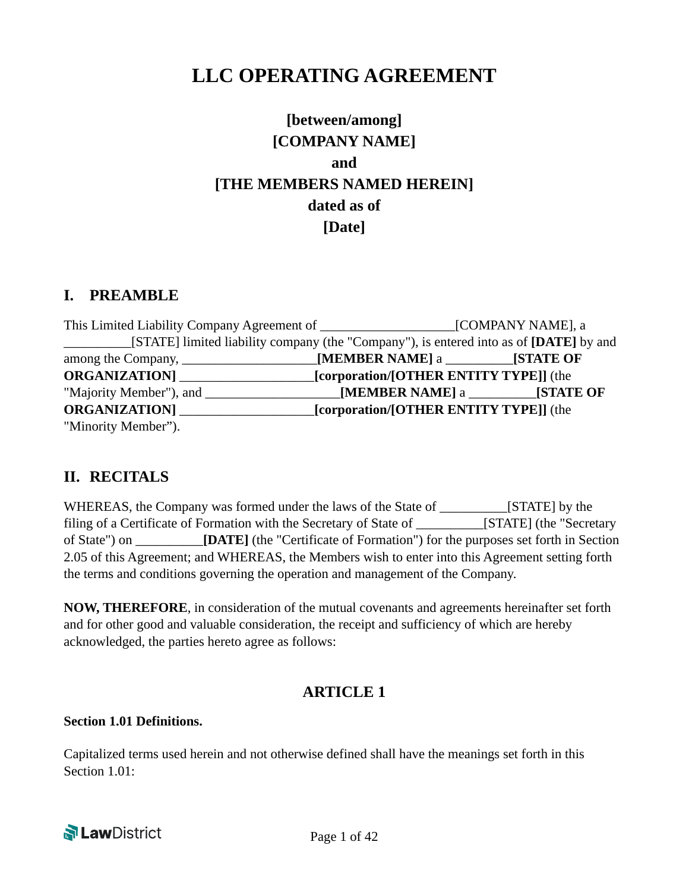# LLC OPERATING AGREEMENT

**[between/among]**
**[COMPANY NAME]**
**and**
**[THE MEMBERS NAMED HEREIN]**
**dated as of**
**[Date]**

## I. PREAMBLE

This Limited Liability Company Agreement of ___________________[COMPANY NAME], a __________[STATE] limited liability company (the "Company"), is entered into as of **[DATE]** by and among the Company, ___________________**[MEMBER NAME]** a __________**[STATE OF ORGANIZATION]** ___________________**[corporation/[OTHER ENTITY TYPE]]** (the "Majority Member"), and ___________________**[MEMBER NAME]** a __________**[STATE OF ORGANIZATION]** ___________________**[corporation/[OTHER ENTITY TYPE]]** (the "Minority Member").

## II. RECITALS

WHEREAS, the Company was formed under the laws of the State of __________[STATE] by the filing of a Certificate of Formation with the Secretary of State of __________[STATE] (the "Secretary of State") on __________**[DATE]** (the "Certificate of Formation") for the purposes set forth in Section 2.05 of this Agreement; and WHEREAS, the Members wish to enter into this Agreement setting forth the terms and conditions governing the operation and management of the Company.

**NOW, THEREFORE**, in consideration of the mutual covenants and agreements hereinafter set forth and for other good and valuable consideration, the receipt and sufficiency of which are hereby acknowledged, the parties hereto agree as follows:

## ARTICLE 1

**Section 1.01 Definitions.**

Capitalized terms used herein and not otherwise defined shall have the meanings set forth in this Section 1.01: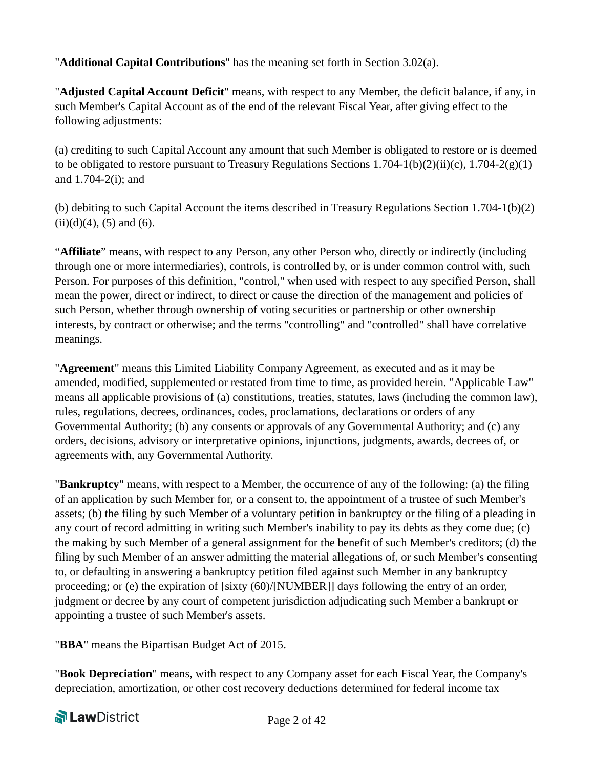"**Additional Capital Contributions**" has the meaning set forth in Section 3.02(a).

"**Adjusted Capital Account Deficit**" means, with respect to any Member, the deficit balance, if any, in such Member's Capital Account as of the end of the relevant Fiscal Year, after giving effect to the following adjustments:

(a) crediting to such Capital Account any amount that such Member is obligated to restore or is deemed to be obligated to restore pursuant to Treasury Regulations Sections 1.704-1(b)(2)(ii)(c), 1.704-2(g)(1) and 1.704-2(i); and

(b) debiting to such Capital Account the items described in Treasury Regulations Section 1.704-1(b)(2)(ii)(d)(4), (5) and (6).

"**Affiliate**" means, with respect to any Person, any other Person who, directly or indirectly (including through one or more intermediaries), controls, is controlled by, or is under common control with, such Person. For purposes of this definition, "control," when used with respect to any specified Person, shall mean the power, direct or indirect, to direct or cause the direction of the management and policies of such Person, whether through ownership of voting securities or partnership or other ownership interests, by contract or otherwise; and the terms "controlling" and "controlled" shall have correlative meanings.

"**Agreement**" means this Limited Liability Company Agreement, as executed and as it may be amended, modified, supplemented or restated from time to time, as provided herein. "Applicable Law" means all applicable provisions of (a) constitutions, treaties, statutes, laws (including the common law), rules, regulations, decrees, ordinances, codes, proclamations, declarations or orders of any Governmental Authority; (b) any consents or approvals of any Governmental Authority; and (c) any orders, decisions, advisory or interpretative opinions, injunctions, judgments, awards, decrees of, or agreements with, any Governmental Authority.

"**Bankruptcy**" means, with respect to a Member, the occurrence of any of the following: (a) the filing of an application by such Member for, or a consent to, the appointment of a trustee of such Member's assets; (b) the filing by such Member of a voluntary petition in bankruptcy or the filing of a pleading in any court of record admitting in writing such Member's inability to pay its debts as they come due; (c) the making by such Member of a general assignment for the benefit of such Member's creditors; (d) the filing by such Member of an answer admitting the material allegations of, or such Member's consenting to, or defaulting in answering a bankruptcy petition filed against such Member in any bankruptcy proceeding; or (e) the expiration of [sixty (60)/[NUMBER]] days following the entry of an order, judgment or decree by any court of competent jurisdiction adjudicating such Member a bankrupt or appointing a trustee of such Member's assets.

"**BBA**" means the Bipartisan Budget Act of 2015.

"**Book Depreciation**" means, with respect to any Company asset for each Fiscal Year, the Company's depreciation, amortization, or other cost recovery deductions determined for federal income tax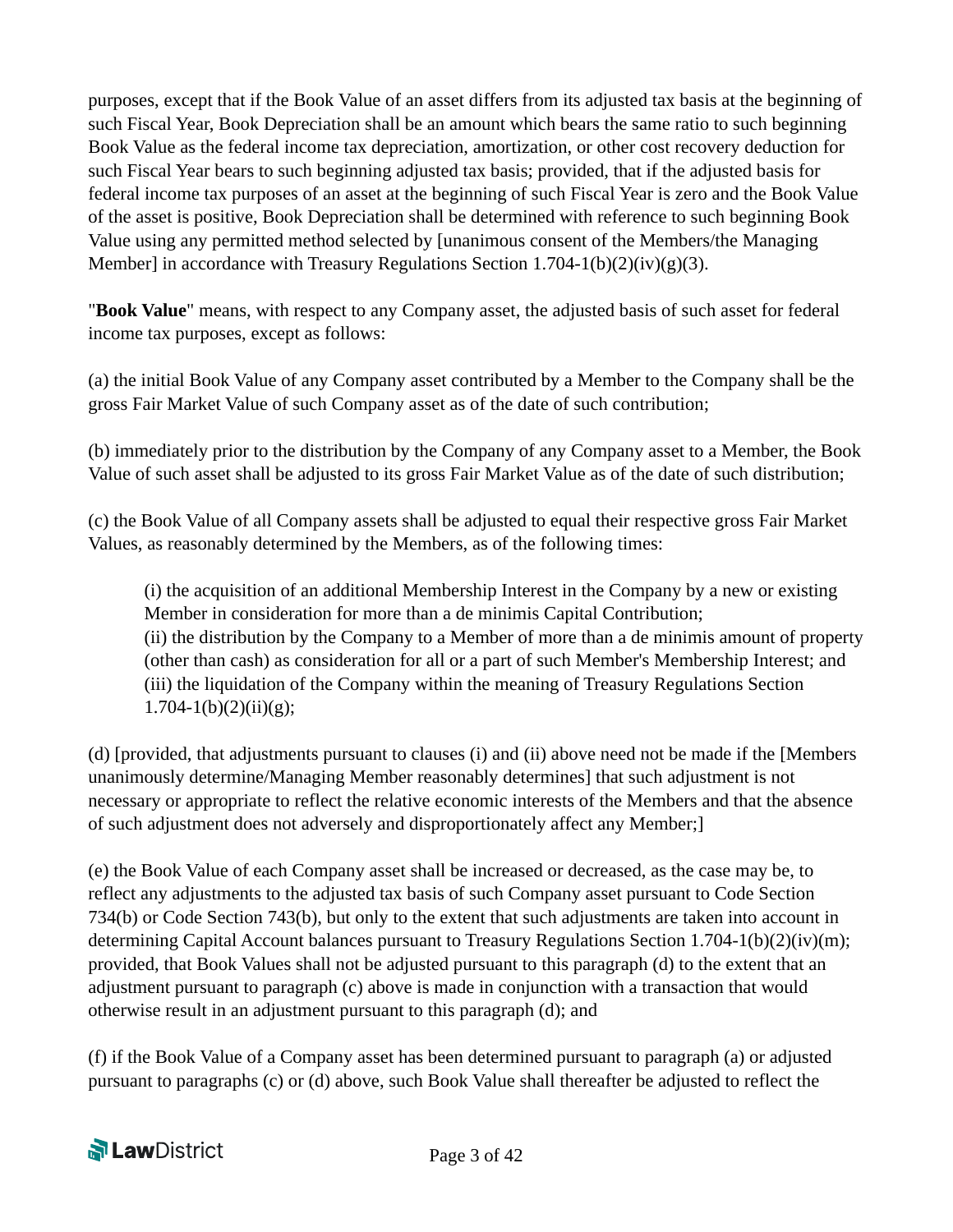purposes, except that if the Book Value of an asset differs from its adjusted tax basis at the beginning of such Fiscal Year, Book Depreciation shall be an amount which bears the same ratio to such beginning Book Value as the federal income tax depreciation, amortization, or other cost recovery deduction for such Fiscal Year bears to such beginning adjusted tax basis; provided, that if the adjusted basis for federal income tax purposes of an asset at the beginning of such Fiscal Year is zero and the Book Value of the asset is positive, Book Depreciation shall be determined with reference to such beginning Book Value using any permitted method selected by [unanimous consent of the Members/the Managing Member] in accordance with Treasury Regulations Section 1.704-1(b)(2)(iv)(g)(3).

"**Book Value**" means, with respect to any Company asset, the adjusted basis of such asset for federal income tax purposes, except as follows:

(a) the initial Book Value of any Company asset contributed by a Member to the Company shall be the gross Fair Market Value of such Company asset as of the date of such contribution;

(b) immediately prior to the distribution by the Company of any Company asset to a Member, the Book Value of such asset shall be adjusted to its gross Fair Market Value as of the date of such distribution;

(c) the Book Value of all Company assets shall be adjusted to equal their respective gross Fair Market Values, as reasonably determined by the Members, as of the following times:

> (i) the acquisition of an additional Membership Interest in the Company by a new or existing Member in consideration for more than a de minimis Capital Contribution;
> (ii) the distribution by the Company to a Member of more than a de minimis amount of property (other than cash) as consideration for all or a part of such Member's Membership Interest; and
> (iii) the liquidation of the Company within the meaning of Treasury Regulations Section 1.704-1(b)(2)(ii)(g);

(d) [provided, that adjustments pursuant to clauses (i) and (ii) above need not be made if the [Members unanimously determine/Managing Member reasonably determines] that such adjustment is not necessary or appropriate to reflect the relative economic interests of the Members and that the absence of such adjustment does not adversely and disproportionately affect any Member;]

(e) the Book Value of each Company asset shall be increased or decreased, as the case may be, to reflect any adjustments to the adjusted tax basis of such Company asset pursuant to Code Section 734(b) or Code Section 743(b), but only to the extent that such adjustments are taken into account in determining Capital Account balances pursuant to Treasury Regulations Section 1.704-1(b)(2)(iv)(m); provided, that Book Values shall not be adjusted pursuant to this paragraph (d) to the extent that an adjustment pursuant to paragraph (c) above is made in conjunction with a transaction that would otherwise result in an adjustment pursuant to this paragraph (d); and

(f) if the Book Value of a Company asset has been determined pursuant to paragraph (a) or adjusted pursuant to paragraphs (c) or (d) above, such Book Value shall thereafter be adjusted to reflect the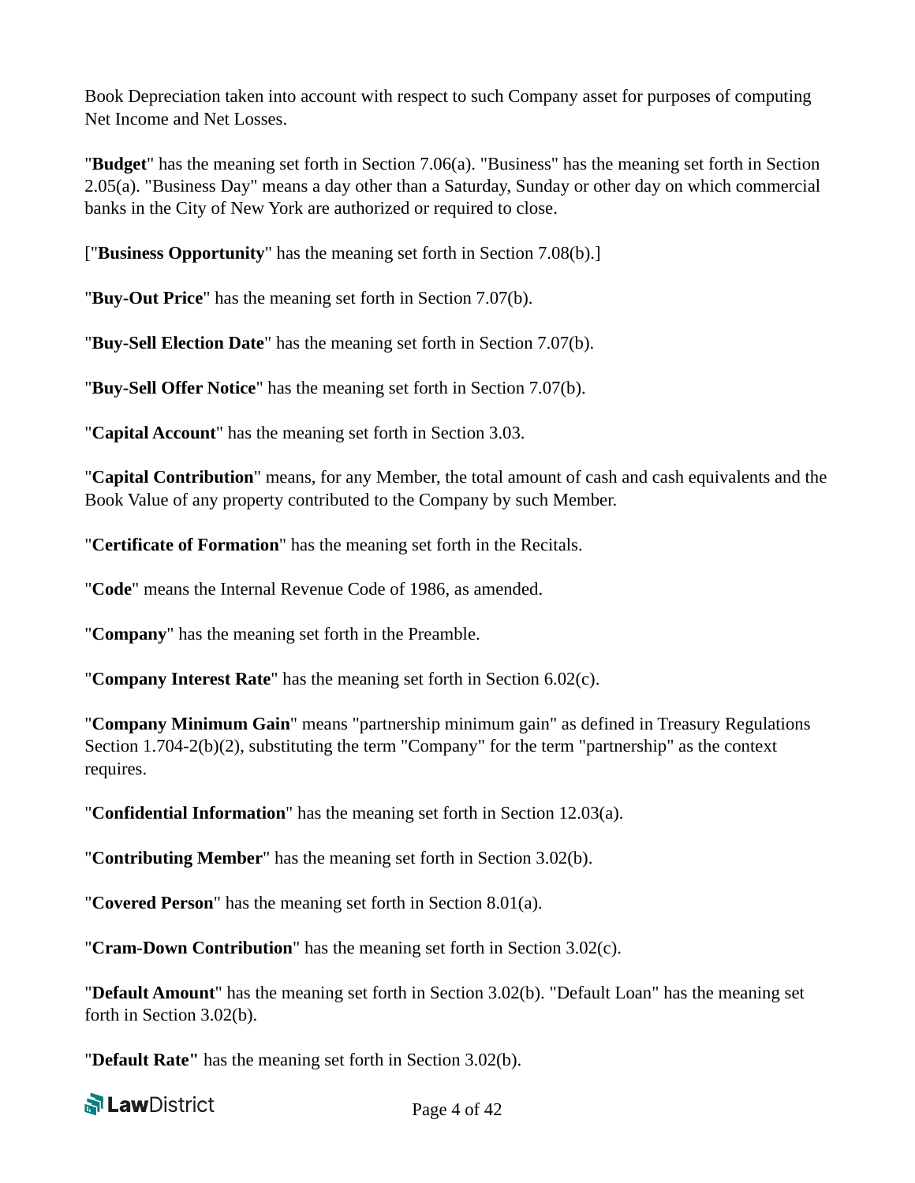Book Depreciation taken into account with respect to such Company asset for purposes of computing Net Income and Net Losses.

"**Budget**" has the meaning set forth in Section 7.06(a). "Business" has the meaning set forth in Section 2.05(a). "Business Day" means a day other than a Saturday, Sunday or other day on which commercial banks in the City of New York are authorized or required to close.

["**Business Opportunity**" has the meaning set forth in Section 7.08(b).]

"**Buy-Out Price**" has the meaning set forth in Section 7.07(b).

"**Buy-Sell Election Date**" has the meaning set forth in Section 7.07(b).

"**Buy-Sell Offer Notice**" has the meaning set forth in Section 7.07(b).

"**Capital Account**" has the meaning set forth in Section 3.03.

"**Capital Contribution**" means, for any Member, the total amount of cash and cash equivalents and the Book Value of any property contributed to the Company by such Member.

"**Certificate of Formation**" has the meaning set forth in the Recitals.

"**Code**" means the Internal Revenue Code of 1986, as amended.

"**Company**" has the meaning set forth in the Preamble.

"**Company Interest Rate**" has the meaning set forth in Section 6.02(c).

"**Company Minimum Gain**" means "partnership minimum gain" as defined in Treasury Regulations Section 1.704-2(b)(2), substituting the term "Company" for the term "partnership" as the context requires.

"**Confidential Information**" has the meaning set forth in Section 12.03(a).

"**Contributing Member**" has the meaning set forth in Section 3.02(b).

"**Covered Person**" has the meaning set forth in Section 8.01(a).

"**Cram-Down Contribution**" has the meaning set forth in Section 3.02(c).

"**Default Amount**" has the meaning set forth in Section 3.02(b). "Default Loan" has the meaning set forth in Section 3.02(b).

"**Default Rate"** has the meaning set forth in Section 3.02(b).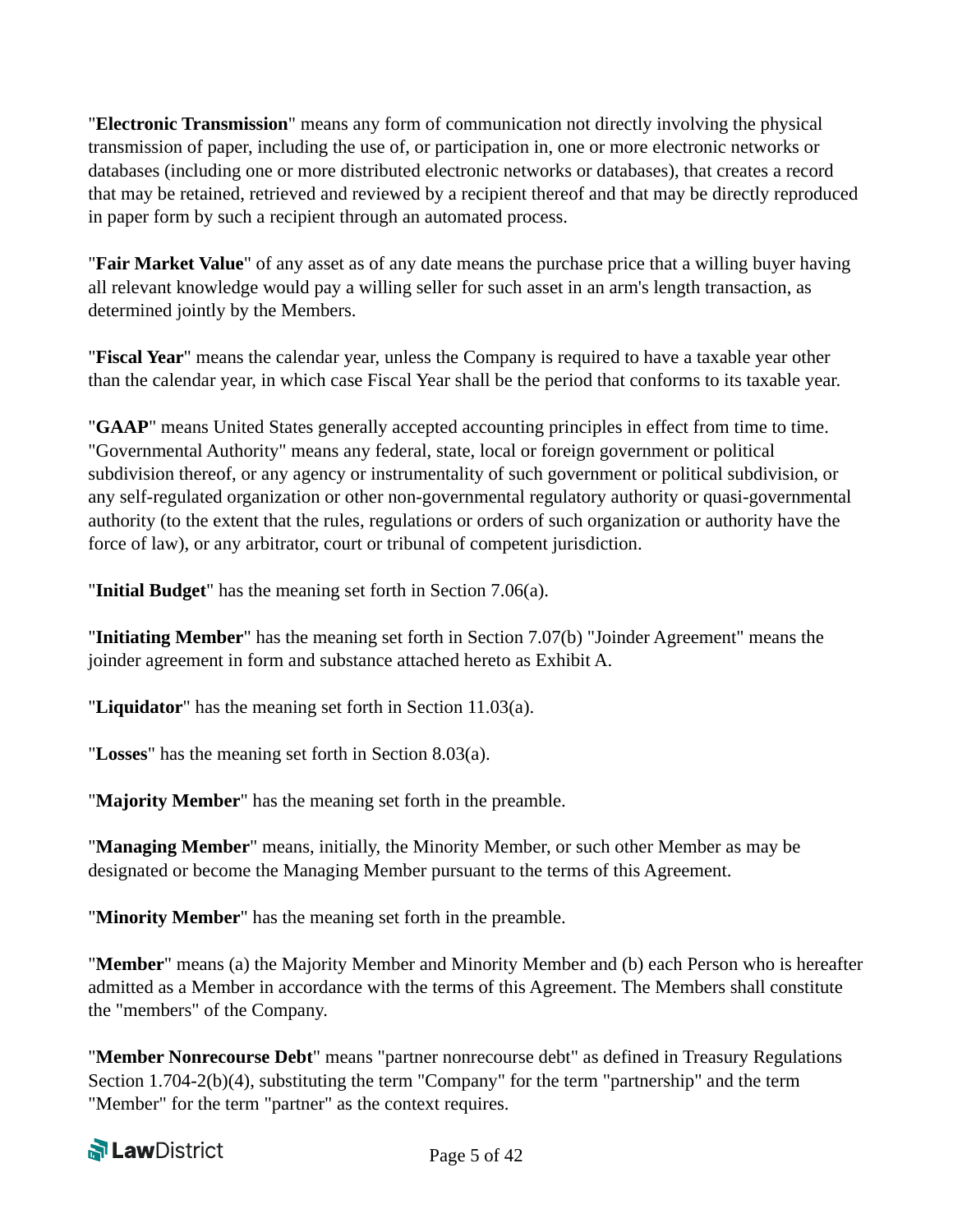"**Electronic Transmission**" means any form of communication not directly involving the physical transmission of paper, including the use of, or participation in, one or more electronic networks or databases (including one or more distributed electronic networks or databases), that creates a record that may be retained, retrieved and reviewed by a recipient thereof and that may be directly reproduced in paper form by such a recipient through an automated process.

"**Fair Market Value**" of any asset as of any date means the purchase price that a willing buyer having all relevant knowledge would pay a willing seller for such asset in an arm's length transaction, as determined jointly by the Members.

"**Fiscal Year**" means the calendar year, unless the Company is required to have a taxable year other than the calendar year, in which case Fiscal Year shall be the period that conforms to its taxable year.

"**GAAP**" means United States generally accepted accounting principles in effect from time to time. "Governmental Authority" means any federal, state, local or foreign government or political subdivision thereof, or any agency or instrumentality of such government or political subdivision, or any self-regulated organization or other non-governmental regulatory authority or quasi-governmental authority (to the extent that the rules, regulations or orders of such organization or authority have the force of law), or any arbitrator, court or tribunal of competent jurisdiction.

"**Initial Budget**" has the meaning set forth in Section 7.06(a).

"**Initiating Member**" has the meaning set forth in Section 7.07(b) "Joinder Agreement" means the joinder agreement in form and substance attached hereto as Exhibit A.

"**Liquidator**" has the meaning set forth in Section 11.03(a).

"**Losses**" has the meaning set forth in Section 8.03(a).

"**Majority Member**" has the meaning set forth in the preamble.

"**Managing Member**" means, initially, the Minority Member, or such other Member as may be designated or become the Managing Member pursuant to the terms of this Agreement.

"**Minority Member**" has the meaning set forth in the preamble.

"**Member**" means (a) the Majority Member and Minority Member and (b) each Person who is hereafter admitted as a Member in accordance with the terms of this Agreement. The Members shall constitute the "members" of the Company.

"**Member Nonrecourse Debt**" means "partner nonrecourse debt" as defined in Treasury Regulations Section 1.704-2(b)(4), substituting the term "Company" for the term "partnership" and the term "Member" for the term "partner" as the context requires.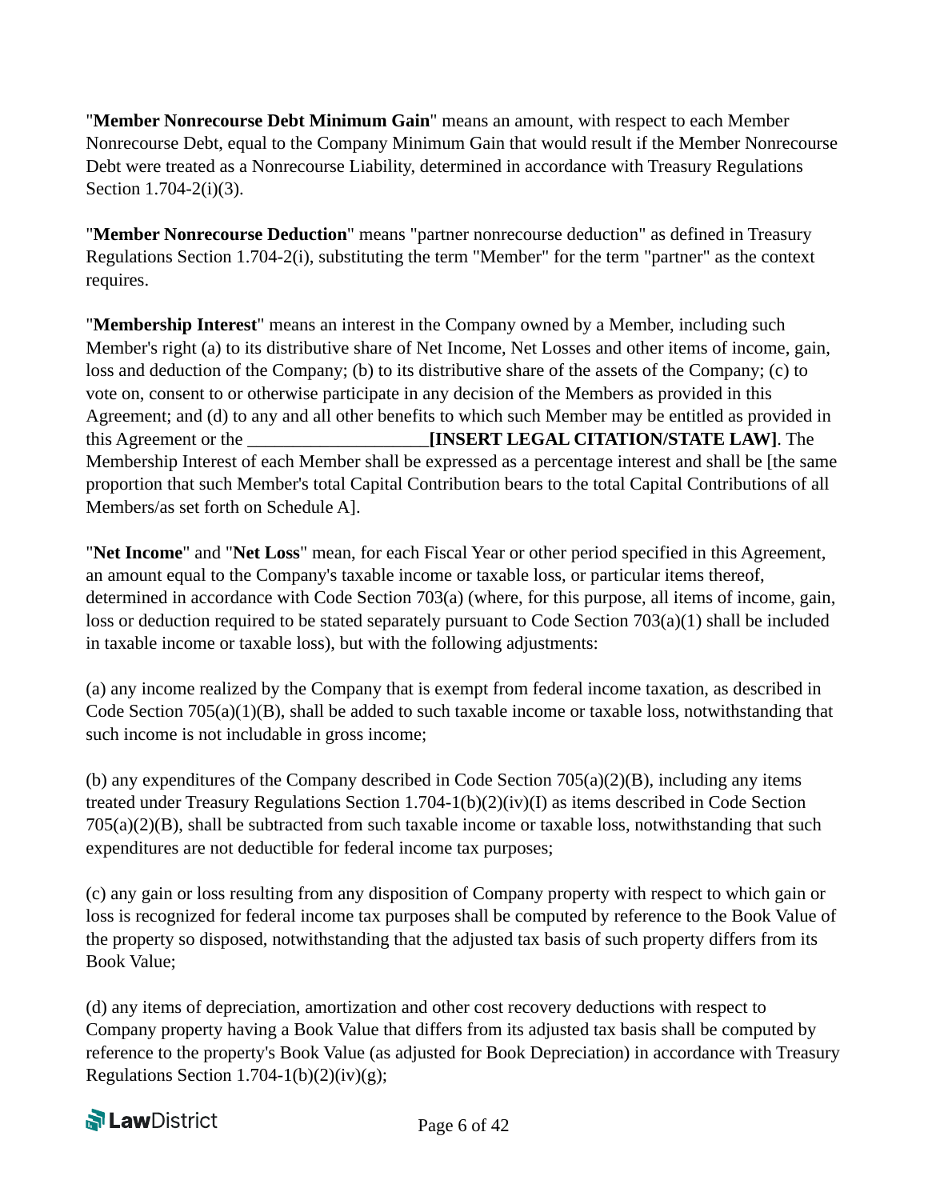"**Member Nonrecourse Debt Minimum Gain**" means an amount, with respect to each Member Nonrecourse Debt, equal to the Company Minimum Gain that would result if the Member Nonrecourse Debt were treated as a Nonrecourse Liability, determined in accordance with Treasury Regulations Section 1.704-2(i)(3).

"**Member Nonrecourse Deduction**" means "partner nonrecourse deduction" as defined in Treasury Regulations Section 1.704-2(i), substituting the term "Member" for the term "partner" as the context requires.

"**Membership Interest**" means an interest in the Company owned by a Member, including such Member's right (a) to its distributive share of Net Income, Net Losses and other items of income, gain, loss and deduction of the Company; (b) to its distributive share of the assets of the Company; (c) to vote on, consent to or otherwise participate in any decision of the Members as provided in this Agreement; and (d) to any and all other benefits to which such Member may be entitled as provided in this Agreement or the ____________________**[INSERT LEGAL CITATION/STATE LAW]**. The Membership Interest of each Member shall be expressed as a percentage interest and shall be [the same proportion that such Member's total Capital Contribution bears to the total Capital Contributions of all Members/as set forth on Schedule A].

"**Net Income**" and "**Net Loss**" mean, for each Fiscal Year or other period specified in this Agreement, an amount equal to the Company's taxable income or taxable loss, or particular items thereof, determined in accordance with Code Section 703(a) (where, for this purpose, all items of income, gain, loss or deduction required to be stated separately pursuant to Code Section 703(a)(1) shall be included in taxable income or taxable loss), but with the following adjustments:

(a) any income realized by the Company that is exempt from federal income taxation, as described in Code Section 705(a)(1)(B), shall be added to such taxable income or taxable loss, notwithstanding that such income is not includable in gross income;

(b) any expenditures of the Company described in Code Section 705(a)(2)(B), including any items treated under Treasury Regulations Section 1.704-1(b)(2)(iv)(I) as items described in Code Section 705(a)(2)(B), shall be subtracted from such taxable income or taxable loss, notwithstanding that such expenditures are not deductible for federal income tax purposes;

(c) any gain or loss resulting from any disposition of Company property with respect to which gain or loss is recognized for federal income tax purposes shall be computed by reference to the Book Value of the property so disposed, notwithstanding that the adjusted tax basis of such property differs from its Book Value;

(d) any items of depreciation, amortization and other cost recovery deductions with respect to Company property having a Book Value that differs from its adjusted tax basis shall be computed by reference to the property's Book Value (as adjusted for Book Depreciation) in accordance with Treasury Regulations Section 1.704-1(b)(2)(iv)(g);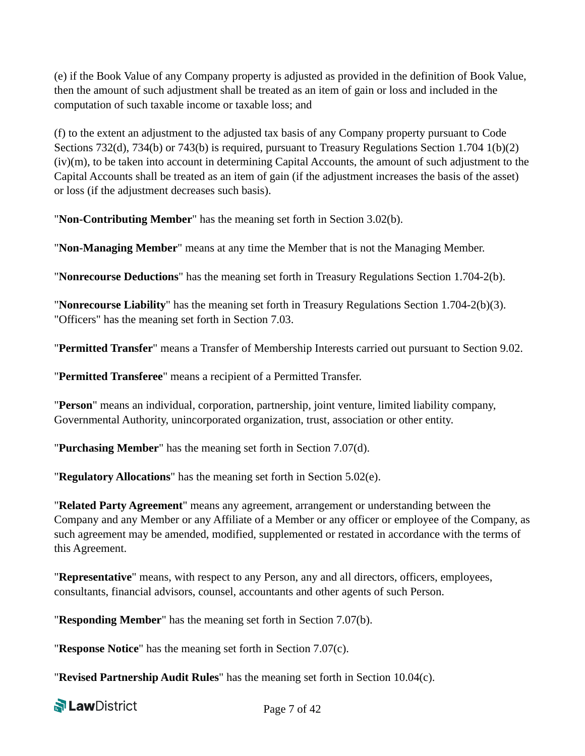(e) if the Book Value of any Company property is adjusted as provided in the definition of Book Value, then the amount of such adjustment shall be treated as an item of gain or loss and included in the computation of such taxable income or taxable loss; and

(f) to the extent an adjustment to the adjusted tax basis of any Company property pursuant to Code Sections 732(d), 734(b) or 743(b) is required, pursuant to Treasury Regulations Section 1.704 1(b)(2)(iv)(m), to be taken into account in determining Capital Accounts, the amount of such adjustment to the Capital Accounts shall be treated as an item of gain (if the adjustment increases the basis of the asset) or loss (if the adjustment decreases such basis).

"**Non-Contributing Member**" has the meaning set forth in Section 3.02(b).

"**Non-Managing Member**" means at any time the Member that is not the Managing Member.

"**Nonrecourse Deductions**" has the meaning set forth in Treasury Regulations Section 1.704-2(b).

"**Nonrecourse Liability**" has the meaning set forth in Treasury Regulations Section 1.704-2(b)(3). "Officers" has the meaning set forth in Section 7.03.

"**Permitted Transfer**" means a Transfer of Membership Interests carried out pursuant to Section 9.02.

"**Permitted Transferee**" means a recipient of a Permitted Transfer.

"**Person**" means an individual, corporation, partnership, joint venture, limited liability company, Governmental Authority, unincorporated organization, trust, association or other entity.

"**Purchasing Member**" has the meaning set forth in Section 7.07(d).

"**Regulatory Allocations**" has the meaning set forth in Section 5.02(e).

"**Related Party Agreement**" means any agreement, arrangement or understanding between the Company and any Member or any Affiliate of a Member or any officer or employee of the Company, as such agreement may be amended, modified, supplemented or restated in accordance with the terms of this Agreement.

"**Representative**" means, with respect to any Person, any and all directors, officers, employees, consultants, financial advisors, counsel, accountants and other agents of such Person.

"**Responding Member**" has the meaning set forth in Section 7.07(b).

"**Response Notice**" has the meaning set forth in Section 7.07(c).

"**Revised Partnership Audit Rules**" has the meaning set forth in Section 10.04(c).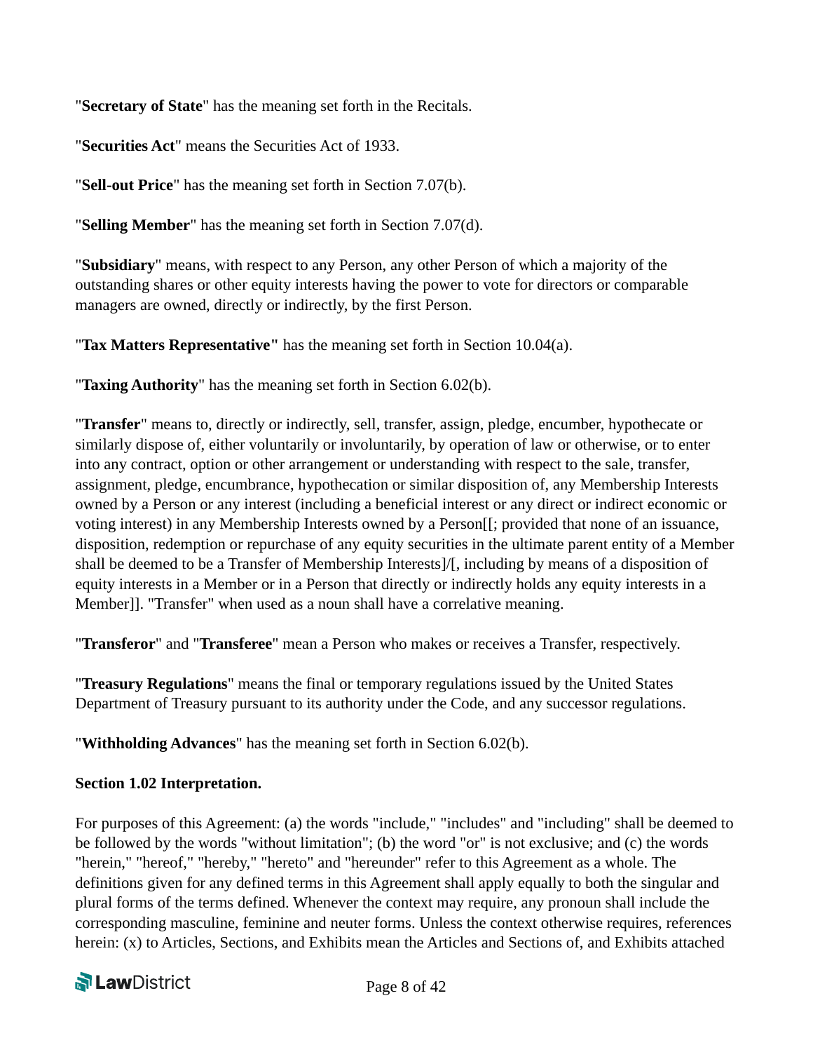"**Secretary of State**" has the meaning set forth in the Recitals.

"**Securities Act**" means the Securities Act of 1933.

"**Sell-out Price**" has the meaning set forth in Section 7.07(b).

"**Selling Member**" has the meaning set forth in Section 7.07(d).

"**Subsidiary**" means, with respect to any Person, any other Person of which a majority of the outstanding shares or other equity interests having the power to vote for directors or comparable managers are owned, directly or indirectly, by the first Person.

"**Tax Matters Representative"** has the meaning set forth in Section 10.04(a).

"**Taxing Authority**" has the meaning set forth in Section 6.02(b).

"**Transfer**" means to, directly or indirectly, sell, transfer, assign, pledge, encumber, hypothecate or similarly dispose of, either voluntarily or involuntarily, by operation of law or otherwise, or to enter into any contract, option or other arrangement or understanding with respect to the sale, transfer, assignment, pledge, encumbrance, hypothecation or similar disposition of, any Membership Interests owned by a Person or any interest (including a beneficial interest or any direct or indirect economic or voting interest) in any Membership Interests owned by a Person[[; provided that none of an issuance, disposition, redemption or repurchase of any equity securities in the ultimate parent entity of a Member shall be deemed to be a Transfer of Membership Interests]/[, including by means of a disposition of equity interests in a Member or in a Person that directly or indirectly holds any equity interests in a Member]]. "Transfer" when used as a noun shall have a correlative meaning.

"**Transferor**" and "**Transferee**" mean a Person who makes or receives a Transfer, respectively.

"**Treasury Regulations**" means the final or temporary regulations issued by the United States Department of Treasury pursuant to its authority under the Code, and any successor regulations.

"**Withholding Advances**" has the meaning set forth in Section 6.02(b).

**Section 1.02 Interpretation.**

For purposes of this Agreement: (a) the words "include," "includes" and "including" shall be deemed to be followed by the words "without limitation"; (b) the word "or" is not exclusive; and (c) the words "herein," "hereof," "hereby," "hereto" and "hereunder" refer to this Agreement as a whole. The definitions given for any defined terms in this Agreement shall apply equally to both the singular and plural forms of the terms defined. Whenever the context may require, any pronoun shall include the corresponding masculine, feminine and neuter forms. Unless the context otherwise requires, references herein: (x) to Articles, Sections, and Exhibits mean the Articles and Sections of, and Exhibits attached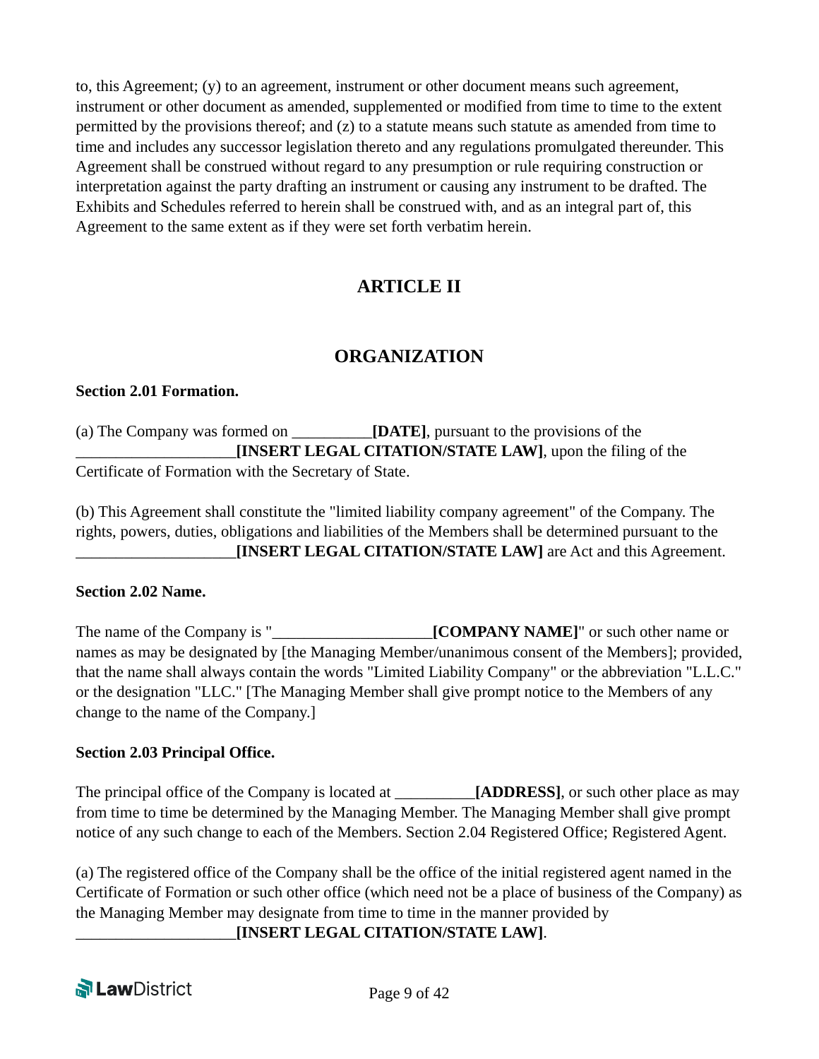to, this Agreement; (y) to an agreement, instrument or other document means such agreement, instrument or other document as amended, supplemented or modified from time to time to the extent permitted by the provisions thereof; and (z) to a statute means such statute as amended from time to time and includes any successor legislation thereto and any regulations promulgated thereunder. This Agreement shall be construed without regard to any presumption or rule requiring construction or interpretation against the party drafting an instrument or causing any instrument to be drafted. The Exhibits and Schedules referred to herein shall be construed with, and as an integral part of, this Agreement to the same extent as if they were set forth verbatim herein.

## ARTICLE II

## ORGANIZATION

**Section 2.01 Formation.**

(a) The Company was formed on __________**[DATE]**, pursuant to the provisions of the ____________________**[INSERT LEGAL CITATION/STATE LAW]**, upon the filing of the Certificate of Formation with the Secretary of State.

(b) This Agreement shall constitute the "limited liability company agreement" of the Company. The rights, powers, duties, obligations and liabilities of the Members shall be determined pursuant to the ____________________**[INSERT LEGAL CITATION/STATE LAW]** are Act and this Agreement.

**Section 2.02 Name.**

The name of the Company is "____________________**[COMPANY NAME]**" or such other name or names as may be designated by [the Managing Member/unanimous consent of the Members]; provided, that the name shall always contain the words "Limited Liability Company" or the abbreviation "L.L.C." or the designation "LLC." [The Managing Member shall give prompt notice to the Members of any change to the name of the Company.]

**Section 2.03 Principal Office.**

The principal office of the Company is located at __________**[ADDRESS]**, or such other place as may from time to time be determined by the Managing Member. The Managing Member shall give prompt notice of any such change to each of the Members. Section 2.04 Registered Office; Registered Agent.

(a) The registered office of the Company shall be the office of the initial registered agent named in the Certificate of Formation or such other office (which need not be a place of business of the Company) as the Managing Member may designate from time to time in the manner provided by ____________________**[INSERT LEGAL CITATION/STATE LAW]**.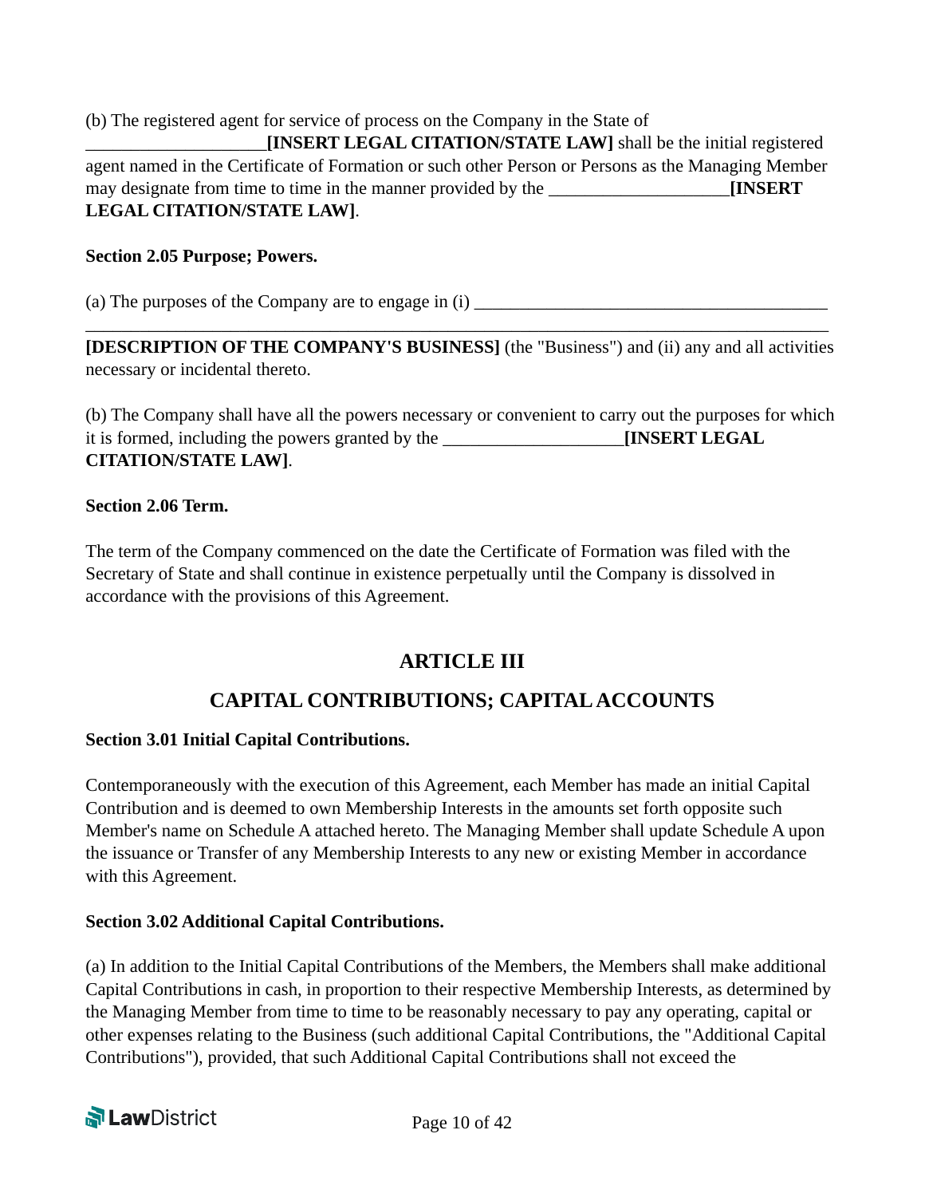(b) The registered agent for service of process on the Company in the State of ____________________**[INSERT LEGAL CITATION/STATE LAW]** shall be the initial registered agent named in the Certificate of Formation or such other Person or Persons as the Managing Member may designate from time to time in the manner provided by the ____________________**[INSERT LEGAL CITATION/STATE LAW]**.

**Section 2.05 Purpose; Powers.**

(a) The purposes of the Company are to engage in (i) ________________________________________
__________________________________________________________________________________________
**[DESCRIPTION OF THE COMPANY'S BUSINESS]** (the "Business") and (ii) any and all activities necessary or incidental thereto.

(b) The Company shall have all the powers necessary or convenient to carry out the purposes for which it is formed, including the powers granted by the ____________________**[INSERT LEGAL CITATION/STATE LAW]**.

**Section 2.06 Term.**

The term of the Company commenced on the date the Certificate of Formation was filed with the Secretary of State and shall continue in existence perpetually until the Company is dissolved in accordance with the provisions of this Agreement.

## ARTICLE III

## CAPITAL CONTRIBUTIONS; CAPITAL ACCOUNTS

**Section 3.01 Initial Capital Contributions.**

Contemporaneously with the execution of this Agreement, each Member has made an initial Capital Contribution and is deemed to own Membership Interests in the amounts set forth opposite such Member's name on Schedule A attached hereto. The Managing Member shall update Schedule A upon the issuance or Transfer of any Membership Interests to any new or existing Member in accordance with this Agreement.

**Section 3.02 Additional Capital Contributions.**

(a) In addition to the Initial Capital Contributions of the Members, the Members shall make additional Capital Contributions in cash, in proportion to their respective Membership Interests, as determined by the Managing Member from time to time to be reasonably necessary to pay any operating, capital or other expenses relating to the Business (such additional Capital Contributions, the "Additional Capital Contributions"), provided, that such Additional Capital Contributions shall not exceed the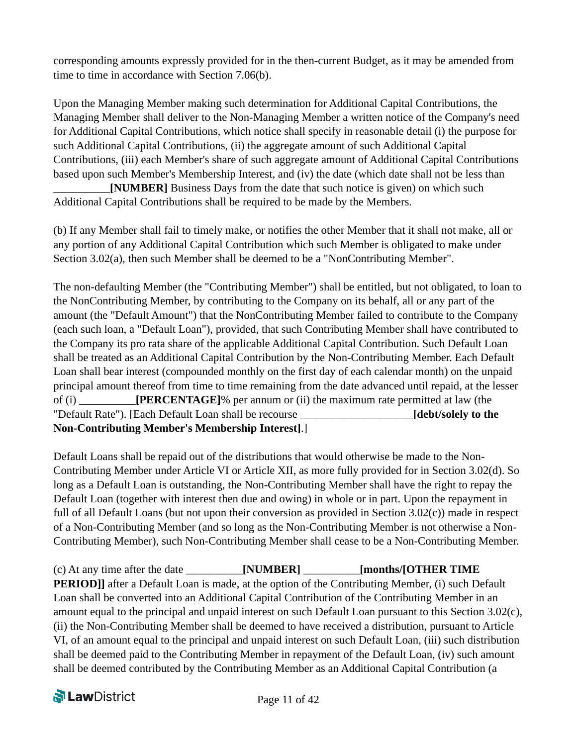corresponding amounts expressly provided for in the then-current Budget, as it may be amended from time to time in accordance with Section 7.06(b).

Upon the Managing Member making such determination for Additional Capital Contributions, the Managing Member shall deliver to the Non-Managing Member a written notice of the Company's need for Additional Capital Contributions, which notice shall specify in reasonable detail (i) the purpose for such Additional Capital Contributions, (ii) the aggregate amount of such Additional Capital Contributions, (iii) each Member's share of such aggregate amount of Additional Capital Contributions based upon such Member's Membership Interest, and (iv) the date (which date shall not be less than __________**[NUMBER]** Business Days from the date that such notice is given) on which such Additional Capital Contributions shall be required to be made by the Members.

(b) If any Member shall fail to timely make, or notifies the other Member that it shall not make, all or any portion of any Additional Capital Contribution which such Member is obligated to make under Section 3.02(a), then such Member shall be deemed to be a "NonContributing Member".

The non-defaulting Member (the "Contributing Member") shall be entitled, but not obligated, to loan to the NonContributing Member, by contributing to the Company on its behalf, all or any part of the amount (the "Default Amount") that the NonContributing Member failed to contribute to the Company (each such loan, a "Default Loan"), provided, that such Contributing Member shall have contributed to the Company its pro rata share of the applicable Additional Capital Contribution. Such Default Loan shall be treated as an Additional Capital Contribution by the Non-Contributing Member. Each Default Loan shall bear interest (compounded monthly on the first day of each calendar month) on the unpaid principal amount thereof from time to time remaining from the date advanced until repaid, at the lesser of (i) __________**[PERCENTAGE]**% per annum or (ii) the maximum rate permitted at law (the "Default Rate"). [Each Default Loan shall be recourse ____________________**[debt/solely to the Non-Contributing Member's Membership Interest]**.]

Default Loans shall be repaid out of the distributions that would otherwise be made to the Non-Contributing Member under Article VI or Article XII, as more fully provided for in Section 3.02(d). So long as a Default Loan is outstanding, the Non-Contributing Member shall have the right to repay the Default Loan (together with interest then due and owing) in whole or in part. Upon the repayment in full of all Default Loans (but not upon their conversion as provided in Section 3.02(c)) made in respect of a Non-Contributing Member (and so long as the Non-Contributing Member is not otherwise a Non-Contributing Member), such Non-Contributing Member shall cease to be a Non-Contributing Member.

(c) At any time after the date __________**[NUMBER]** __________**[months/[OTHER TIME PERIOD]]** after a Default Loan is made, at the option of the Contributing Member, (i) such Default Loan shall be converted into an Additional Capital Contribution of the Contributing Member in an amount equal to the principal and unpaid interest on such Default Loan pursuant to this Section 3.02(c), (ii) the Non-Contributing Member shall be deemed to have received a distribution, pursuant to Article VI, of an amount equal to the principal and unpaid interest on such Default Loan, (iii) such distribution shall be deemed paid to the Contributing Member in repayment of the Default Loan, (iv) such amount shall be deemed contributed by the Contributing Member as an Additional Capital Contribution (a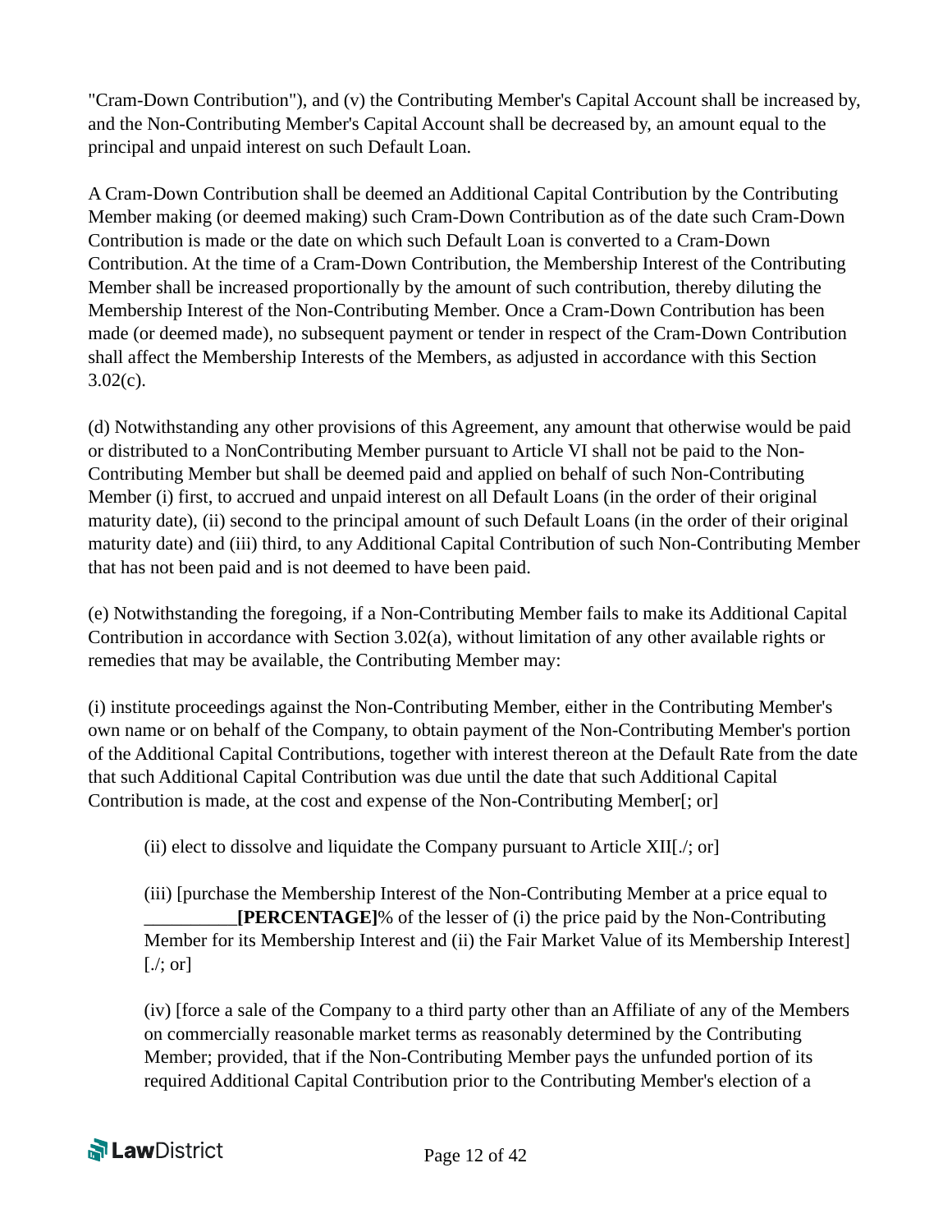"Cram-Down Contribution"), and (v) the Contributing Member's Capital Account shall be increased by, and the Non-Contributing Member's Capital Account shall be decreased by, an amount equal to the principal and unpaid interest on such Default Loan.

A Cram-Down Contribution shall be deemed an Additional Capital Contribution by the Contributing Member making (or deemed making) such Cram-Down Contribution as of the date such Cram-Down Contribution is made or the date on which such Default Loan is converted to a Cram-Down Contribution. At the time of a Cram-Down Contribution, the Membership Interest of the Contributing Member shall be increased proportionally by the amount of such contribution, thereby diluting the Membership Interest of the Non-Contributing Member. Once a Cram-Down Contribution has been made (or deemed made), no subsequent payment or tender in respect of the Cram-Down Contribution shall affect the Membership Interests of the Members, as adjusted in accordance with this Section 3.02(c).

(d) Notwithstanding any other provisions of this Agreement, any amount that otherwise would be paid or distributed to a NonContributing Member pursuant to Article VI shall not be paid to the Non-Contributing Member but shall be deemed paid and applied on behalf of such Non-Contributing Member (i) first, to accrued and unpaid interest on all Default Loans (in the order of their original maturity date), (ii) second to the principal amount of such Default Loans (in the order of their original maturity date) and (iii) third, to any Additional Capital Contribution of such Non-Contributing Member that has not been paid and is not deemed to have been paid.

(e) Notwithstanding the foregoing, if a Non-Contributing Member fails to make its Additional Capital Contribution in accordance with Section 3.02(a), without limitation of any other available rights or remedies that may be available, the Contributing Member may:

(i) institute proceedings against the Non-Contributing Member, either in the Contributing Member's own name or on behalf of the Company, to obtain payment of the Non-Contributing Member's portion of the Additional Capital Contributions, together with interest thereon at the Default Rate from the date that such Additional Capital Contribution was due until the date that such Additional Capital Contribution is made, at the cost and expense of the Non-Contributing Member[; or]

(ii) elect to dissolve and liquidate the Company pursuant to Article XII[./; or]

(iii) [purchase the Membership Interest of the Non-Contributing Member at a price equal to __________**[PERCENTAGE]**% of the lesser of (i) the price paid by the Non-Contributing Member for its Membership Interest and (ii) the Fair Market Value of its Membership Interest] [./; or]

(iv) [force a sale of the Company to a third party other than an Affiliate of any of the Members on commercially reasonable market terms as reasonably determined by the Contributing Member; provided, that if the Non-Contributing Member pays the unfunded portion of its required Additional Capital Contribution prior to the Contributing Member's election of a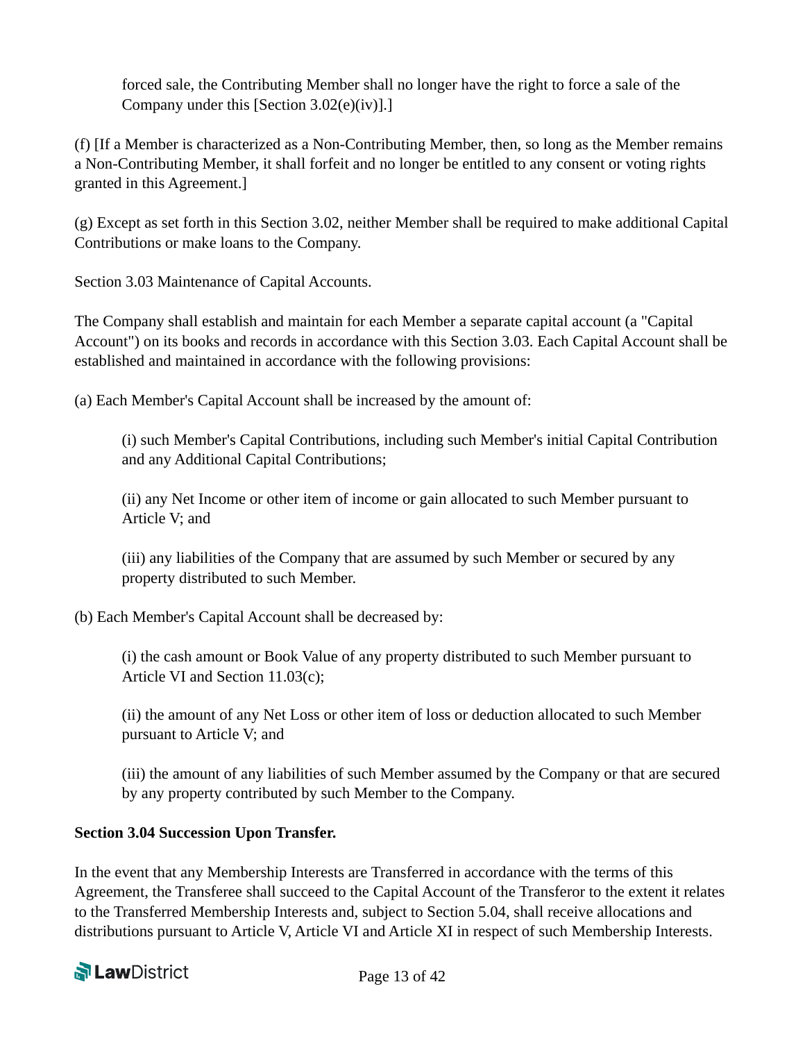forced sale, the Contributing Member shall no longer have the right to force a sale of the Company under this [Section 3.02(e)(iv)].]

(f) [If a Member is characterized as a Non-Contributing Member, then, so long as the Member remains a Non-Contributing Member, it shall forfeit and no longer be entitled to any consent or voting rights granted in this Agreement.]

(g) Except as set forth in this Section 3.02, neither Member shall be required to make additional Capital Contributions or make loans to the Company.

Section 3.03 Maintenance of Capital Accounts.

The Company shall establish and maintain for each Member a separate capital account (a "Capital Account") on its books and records in accordance with this Section 3.03. Each Capital Account shall be established and maintained in accordance with the following provisions:

(a) Each Member's Capital Account shall be increased by the amount of:

(i) such Member's Capital Contributions, including such Member's initial Capital Contribution and any Additional Capital Contributions;

(ii) any Net Income or other item of income or gain allocated to such Member pursuant to Article V; and

(iii) any liabilities of the Company that are assumed by such Member or secured by any property distributed to such Member.

(b) Each Member's Capital Account shall be decreased by:

(i) the cash amount or Book Value of any property distributed to such Member pursuant to Article VI and Section 11.03(c);

(ii) the amount of any Net Loss or other item of loss or deduction allocated to such Member pursuant to Article V; and

(iii) the amount of any liabilities of such Member assumed by the Company or that are secured by any property contributed by such Member to the Company.

**Section 3.04 Succession Upon Transfer.**

In the event that any Membership Interests are Transferred in accordance with the terms of this Agreement, the Transferee shall succeed to the Capital Account of the Transferor to the extent it relates to the Transferred Membership Interests and, subject to Section 5.04, shall receive allocations and distributions pursuant to Article V, Article VI and Article XI in respect of such Membership Interests.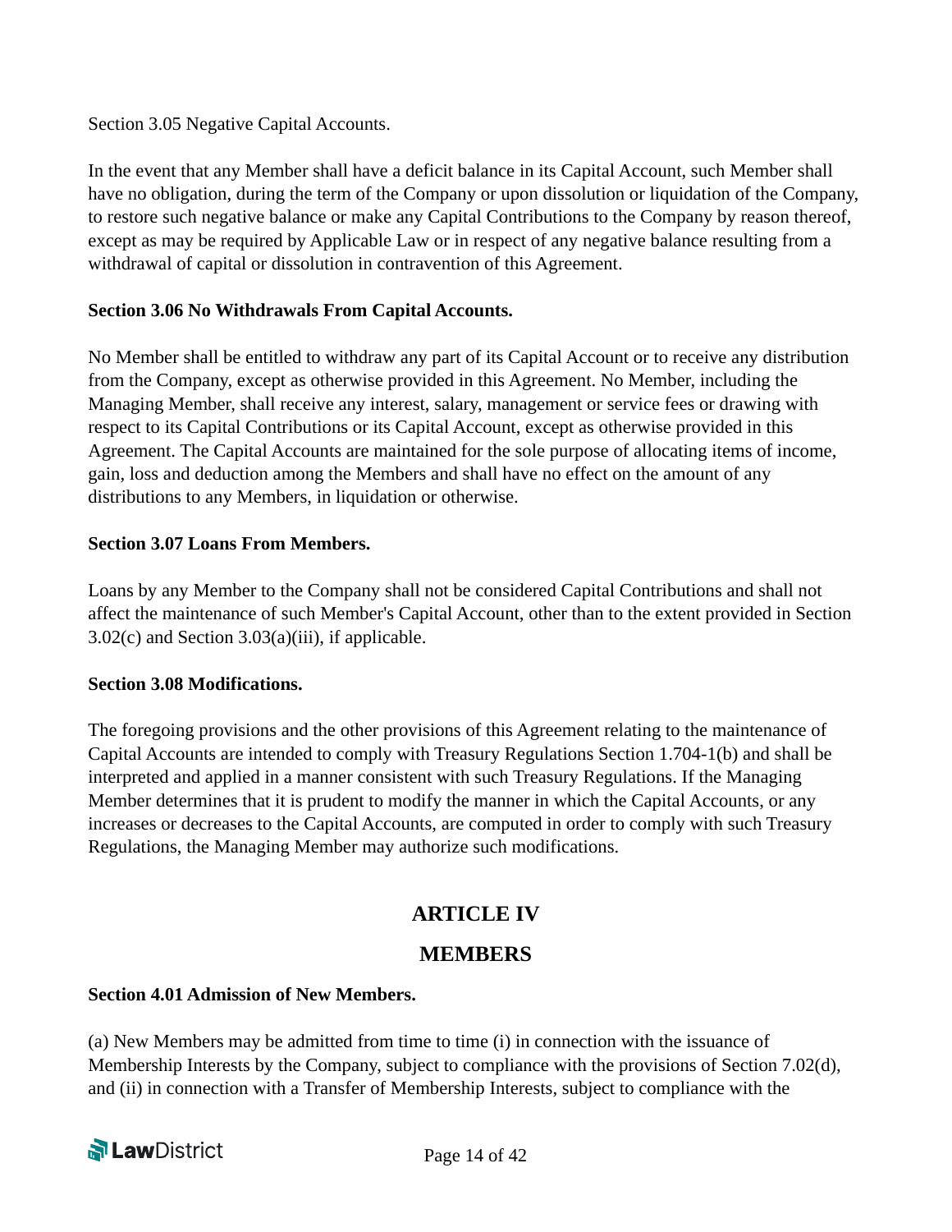Section 3.05 Negative Capital Accounts.

In the event that any Member shall have a deficit balance in its Capital Account, such Member shall have no obligation, during the term of the Company or upon dissolution or liquidation of the Company, to restore such negative balance or make any Capital Contributions to the Company by reason thereof, except as may be required by Applicable Law or in respect of any negative balance resulting from a withdrawal of capital or dissolution in contravention of this Agreement.

**Section 3.06 No Withdrawals From Capital Accounts.**

No Member shall be entitled to withdraw any part of its Capital Account or to receive any distribution from the Company, except as otherwise provided in this Agreement. No Member, including the Managing Member, shall receive any interest, salary, management or service fees or drawing with respect to its Capital Contributions or its Capital Account, except as otherwise provided in this Agreement. The Capital Accounts are maintained for the sole purpose of allocating items of income, gain, loss and deduction among the Members and shall have no effect on the amount of any distributions to any Members, in liquidation or otherwise.

**Section 3.07 Loans From Members.**

Loans by any Member to the Company shall not be considered Capital Contributions and shall not affect the maintenance of such Member's Capital Account, other than to the extent provided in Section 3.02(c) and Section 3.03(a)(iii), if applicable.

**Section 3.08 Modifications.**

The foregoing provisions and the other provisions of this Agreement relating to the maintenance of Capital Accounts are intended to comply with Treasury Regulations Section 1.704-1(b) and shall be interpreted and applied in a manner consistent with such Treasury Regulations. If the Managing Member determines that it is prudent to modify the manner in which the Capital Accounts, or any increases or decreases to the Capital Accounts, are computed in order to comply with such Treasury Regulations, the Managing Member may authorize such modifications.

## ARTICLE IV

## MEMBERS

**Section 4.01 Admission of New Members.**

(a) New Members may be admitted from time to time (i) in connection with the issuance of Membership Interests by the Company, subject to compliance with the provisions of Section 7.02(d), and (ii) in connection with a Transfer of Membership Interests, subject to compliance with the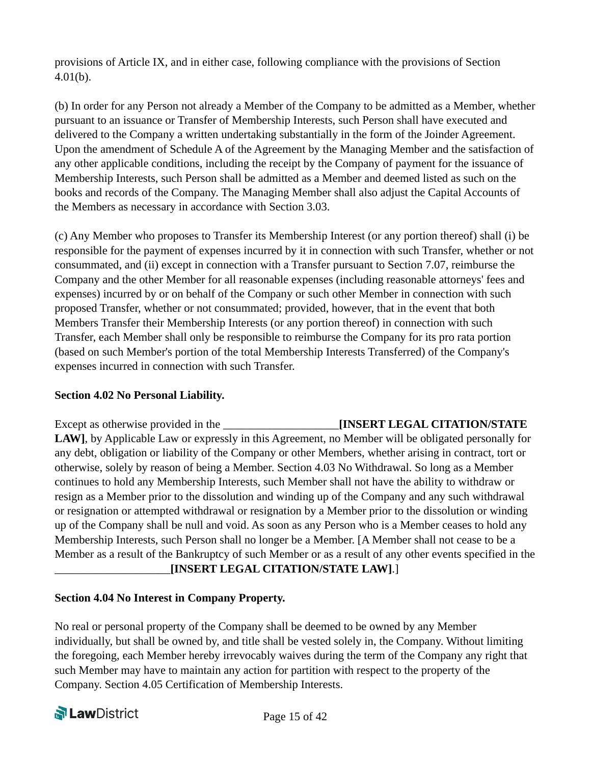provisions of Article IX, and in either case, following compliance with the provisions of Section 4.01(b).

(b) In order for any Person not already a Member of the Company to be admitted as a Member, whether pursuant to an issuance or Transfer of Membership Interests, such Person shall have executed and delivered to the Company a written undertaking substantially in the form of the Joinder Agreement. Upon the amendment of Schedule A of the Agreement by the Managing Member and the satisfaction of any other applicable conditions, including the receipt by the Company of payment for the issuance of Membership Interests, such Person shall be admitted as a Member and deemed listed as such on the books and records of the Company. The Managing Member shall also adjust the Capital Accounts of the Members as necessary in accordance with Section 3.03.

(c) Any Member who proposes to Transfer its Membership Interest (or any portion thereof) shall (i) be responsible for the payment of expenses incurred by it in connection with such Transfer, whether or not consummated, and (ii) except in connection with a Transfer pursuant to Section 7.07, reimburse the Company and the other Member for all reasonable expenses (including reasonable attorneys' fees and expenses) incurred by or on behalf of the Company or such other Member in connection with such proposed Transfer, whether or not consummated; provided, however, that in the event that both Members Transfer their Membership Interests (or any portion thereof) in connection with such Transfer, each Member shall only be responsible to reimburse the Company for its pro rata portion (based on such Member's portion of the total Membership Interests Transferred) of the Company's expenses incurred in connection with such Transfer.

**Section 4.02 No Personal Liability.**

Except as otherwise provided in the ____________________**[INSERT LEGAL CITATION/STATE LAW]**, by Applicable Law or expressly in this Agreement, no Member will be obligated personally for any debt, obligation or liability of the Company or other Members, whether arising in contract, tort or otherwise, solely by reason of being a Member. Section 4.03 No Withdrawal. So long as a Member continues to hold any Membership Interests, such Member shall not have the ability to withdraw or resign as a Member prior to the dissolution and winding up of the Company and any such withdrawal or resignation or attempted withdrawal or resignation by a Member prior to the dissolution or winding up of the Company shall be null and void. As soon as any Person who is a Member ceases to hold any Membership Interests, such Person shall no longer be a Member. [A Member shall not cease to be a Member as a result of the Bankruptcy of such Member or as a result of any other events specified in the ____________________**[INSERT LEGAL CITATION/STATE LAW]**.]

**Section 4.04 No Interest in Company Property.**

No real or personal property of the Company shall be deemed to be owned by any Member individually, but shall be owned by, and title shall be vested solely in, the Company. Without limiting the foregoing, each Member hereby irrevocably waives during the term of the Company any right that such Member may have to maintain any action for partition with respect to the property of the Company. Section 4.05 Certification of Membership Interests.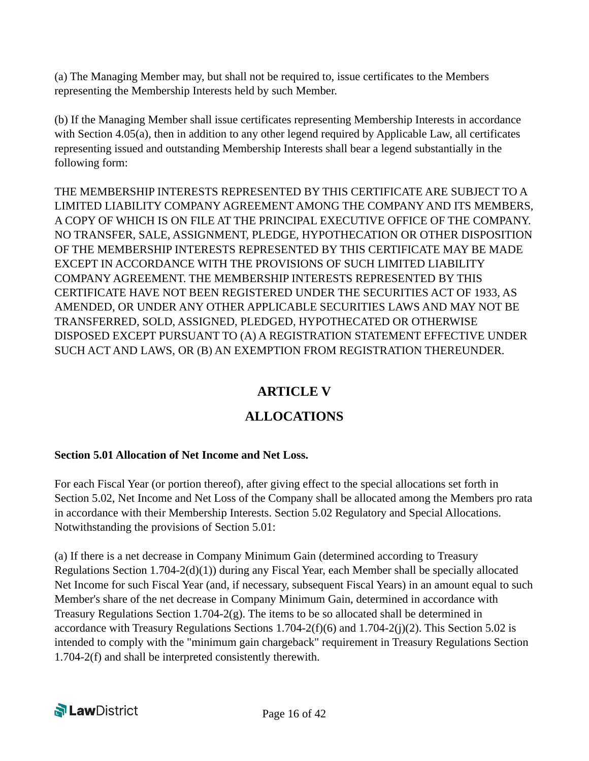(a) The Managing Member may, but shall not be required to, issue certificates to the Members representing the Membership Interests held by such Member.

(b) If the Managing Member shall issue certificates representing Membership Interests in accordance with Section 4.05(a), then in addition to any other legend required by Applicable Law, all certificates representing issued and outstanding Membership Interests shall bear a legend substantially in the following form:

THE MEMBERSHIP INTERESTS REPRESENTED BY THIS CERTIFICATE ARE SUBJECT TO A LIMITED LIABILITY COMPANY AGREEMENT AMONG THE COMPANY AND ITS MEMBERS, A COPY OF WHICH IS ON FILE AT THE PRINCIPAL EXECUTIVE OFFICE OF THE COMPANY. NO TRANSFER, SALE, ASSIGNMENT, PLEDGE, HYPOTHECATION OR OTHER DISPOSITION OF THE MEMBERSHIP INTERESTS REPRESENTED BY THIS CERTIFICATE MAY BE MADE EXCEPT IN ACCORDANCE WITH THE PROVISIONS OF SUCH LIMITED LIABILITY COMPANY AGREEMENT. THE MEMBERSHIP INTERESTS REPRESENTED BY THIS CERTIFICATE HAVE NOT BEEN REGISTERED UNDER THE SECURITIES ACT OF 1933, AS AMENDED, OR UNDER ANY OTHER APPLICABLE SECURITIES LAWS AND MAY NOT BE TRANSFERRED, SOLD, ASSIGNED, PLEDGED, HYPOTHECATED OR OTHERWISE DISPOSED EXCEPT PURSUANT TO (A) A REGISTRATION STATEMENT EFFECTIVE UNDER SUCH ACT AND LAWS, OR (B) AN EXEMPTION FROM REGISTRATION THEREUNDER.

## ARTICLE V

## ALLOCATIONS

**Section 5.01 Allocation of Net Income and Net Loss.**

For each Fiscal Year (or portion thereof), after giving effect to the special allocations set forth in Section 5.02, Net Income and Net Loss of the Company shall be allocated among the Members pro rata in accordance with their Membership Interests. Section 5.02 Regulatory and Special Allocations. Notwithstanding the provisions of Section 5.01:

(a) If there is a net decrease in Company Minimum Gain (determined according to Treasury Regulations Section 1.704-2(d)(1)) during any Fiscal Year, each Member shall be specially allocated Net Income for such Fiscal Year (and, if necessary, subsequent Fiscal Years) in an amount equal to such Member's share of the net decrease in Company Minimum Gain, determined in accordance with Treasury Regulations Section 1.704-2(g). The items to be so allocated shall be determined in accordance with Treasury Regulations Sections 1.704-2(f)(6) and 1.704-2(j)(2). This Section 5.02 is intended to comply with the "minimum gain chargeback" requirement in Treasury Regulations Section 1.704-2(f) and shall be interpreted consistently therewith.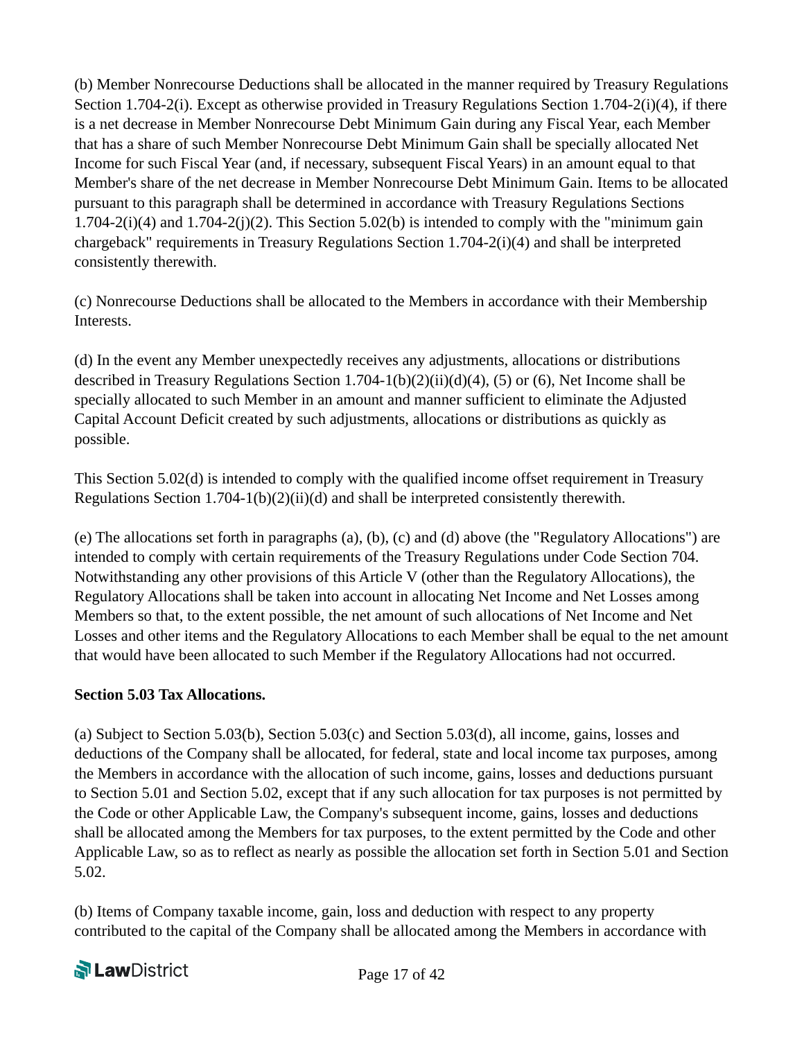(b) Member Nonrecourse Deductions shall be allocated in the manner required by Treasury Regulations Section 1.704-2(i). Except as otherwise provided in Treasury Regulations Section 1.704-2(i)(4), if there is a net decrease in Member Nonrecourse Debt Minimum Gain during any Fiscal Year, each Member that has a share of such Member Nonrecourse Debt Minimum Gain shall be specially allocated Net Income for such Fiscal Year (and, if necessary, subsequent Fiscal Years) in an amount equal to that Member's share of the net decrease in Member Nonrecourse Debt Minimum Gain. Items to be allocated pursuant to this paragraph shall be determined in accordance with Treasury Regulations Sections 1.704-2(i)(4) and 1.704-2(j)(2). This Section 5.02(b) is intended to comply with the "minimum gain chargeback" requirements in Treasury Regulations Section 1.704-2(i)(4) and shall be interpreted consistently therewith.

(c) Nonrecourse Deductions shall be allocated to the Members in accordance with their Membership Interests.

(d) In the event any Member unexpectedly receives any adjustments, allocations or distributions described in Treasury Regulations Section 1.704-1(b)(2)(ii)(d)(4), (5) or (6), Net Income shall be specially allocated to such Member in an amount and manner sufficient to eliminate the Adjusted Capital Account Deficit created by such adjustments, allocations or distributions as quickly as possible.

This Section 5.02(d) is intended to comply with the qualified income offset requirement in Treasury Regulations Section 1.704-1(b)(2)(ii)(d) and shall be interpreted consistently therewith.

(e) The allocations set forth in paragraphs (a), (b), (c) and (d) above (the "Regulatory Allocations") are intended to comply with certain requirements of the Treasury Regulations under Code Section 704. Notwithstanding any other provisions of this Article V (other than the Regulatory Allocations), the Regulatory Allocations shall be taken into account in allocating Net Income and Net Losses among Members so that, to the extent possible, the net amount of such allocations of Net Income and Net Losses and other items and the Regulatory Allocations to each Member shall be equal to the net amount that would have been allocated to such Member if the Regulatory Allocations had not occurred.

**Section 5.03 Tax Allocations.**

(a) Subject to Section 5.03(b), Section 5.03(c) and Section 5.03(d), all income, gains, losses and deductions of the Company shall be allocated, for federal, state and local income tax purposes, among the Members in accordance with the allocation of such income, gains, losses and deductions pursuant to Section 5.01 and Section 5.02, except that if any such allocation for tax purposes is not permitted by the Code or other Applicable Law, the Company's subsequent income, gains, losses and deductions shall be allocated among the Members for tax purposes, to the extent permitted by the Code and other Applicable Law, so as to reflect as nearly as possible the allocation set forth in Section 5.01 and Section 5.02.

(b) Items of Company taxable income, gain, loss and deduction with respect to any property contributed to the capital of the Company shall be allocated among the Members in accordance with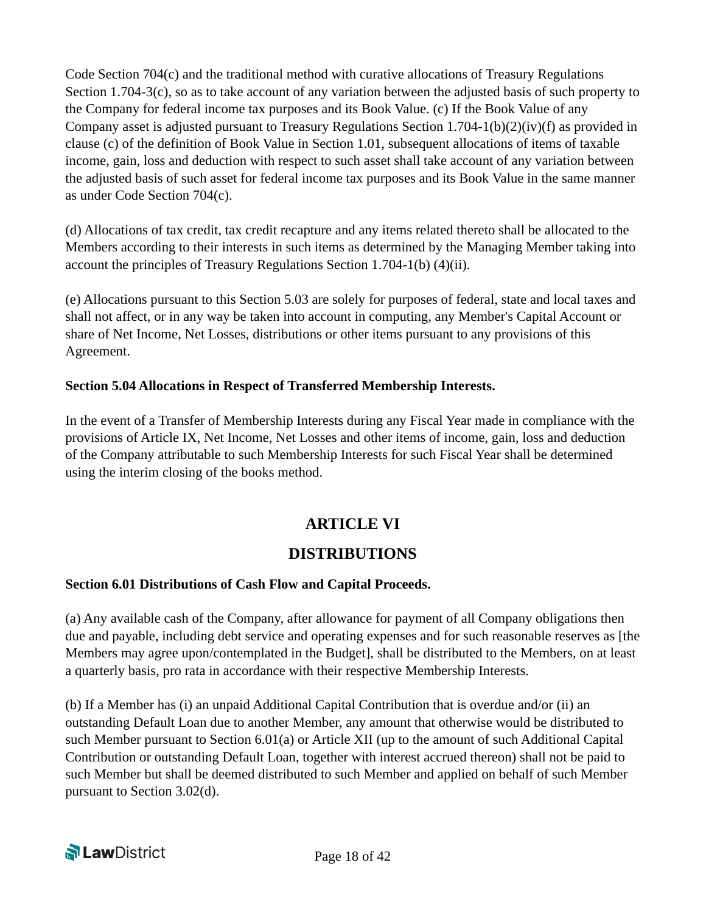Code Section 704(c) and the traditional method with curative allocations of Treasury Regulations Section 1.704-3(c), so as to take account of any variation between the adjusted basis of such property to the Company for federal income tax purposes and its Book Value. (c) If the Book Value of any Company asset is adjusted pursuant to Treasury Regulations Section 1.704-1(b)(2)(iv)(f) as provided in clause (c) of the definition of Book Value in Section 1.01, subsequent allocations of items of taxable income, gain, loss and deduction with respect to such asset shall take account of any variation between the adjusted basis of such asset for federal income tax purposes and its Book Value in the same manner as under Code Section 704(c).

(d) Allocations of tax credit, tax credit recapture and any items related thereto shall be allocated to the Members according to their interests in such items as determined by the Managing Member taking into account the principles of Treasury Regulations Section 1.704-1(b) (4)(ii).

(e) Allocations pursuant to this Section 5.03 are solely for purposes of federal, state and local taxes and shall not affect, or in any way be taken into account in computing, any Member's Capital Account or share of Net Income, Net Losses, distributions or other items pursuant to any provisions of this Agreement.

**Section 5.04 Allocations in Respect of Transferred Membership Interests.**

In the event of a Transfer of Membership Interests during any Fiscal Year made in compliance with the provisions of Article IX, Net Income, Net Losses and other items of income, gain, loss and deduction of the Company attributable to such Membership Interests for such Fiscal Year shall be determined using the interim closing of the books method.

## ARTICLE VI

## DISTRIBUTIONS

**Section 6.01 Distributions of Cash Flow and Capital Proceeds.**

(a) Any available cash of the Company, after allowance for payment of all Company obligations then due and payable, including debt service and operating expenses and for such reasonable reserves as [the Members may agree upon/contemplated in the Budget], shall be distributed to the Members, on at least a quarterly basis, pro rata in accordance with their respective Membership Interests.

(b) If a Member has (i) an unpaid Additional Capital Contribution that is overdue and/or (ii) an outstanding Default Loan due to another Member, any amount that otherwise would be distributed to such Member pursuant to Section 6.01(a) or Article XII (up to the amount of such Additional Capital Contribution or outstanding Default Loan, together with interest accrued thereon) shall not be paid to such Member but shall be deemed distributed to such Member and applied on behalf of such Member pursuant to Section 3.02(d).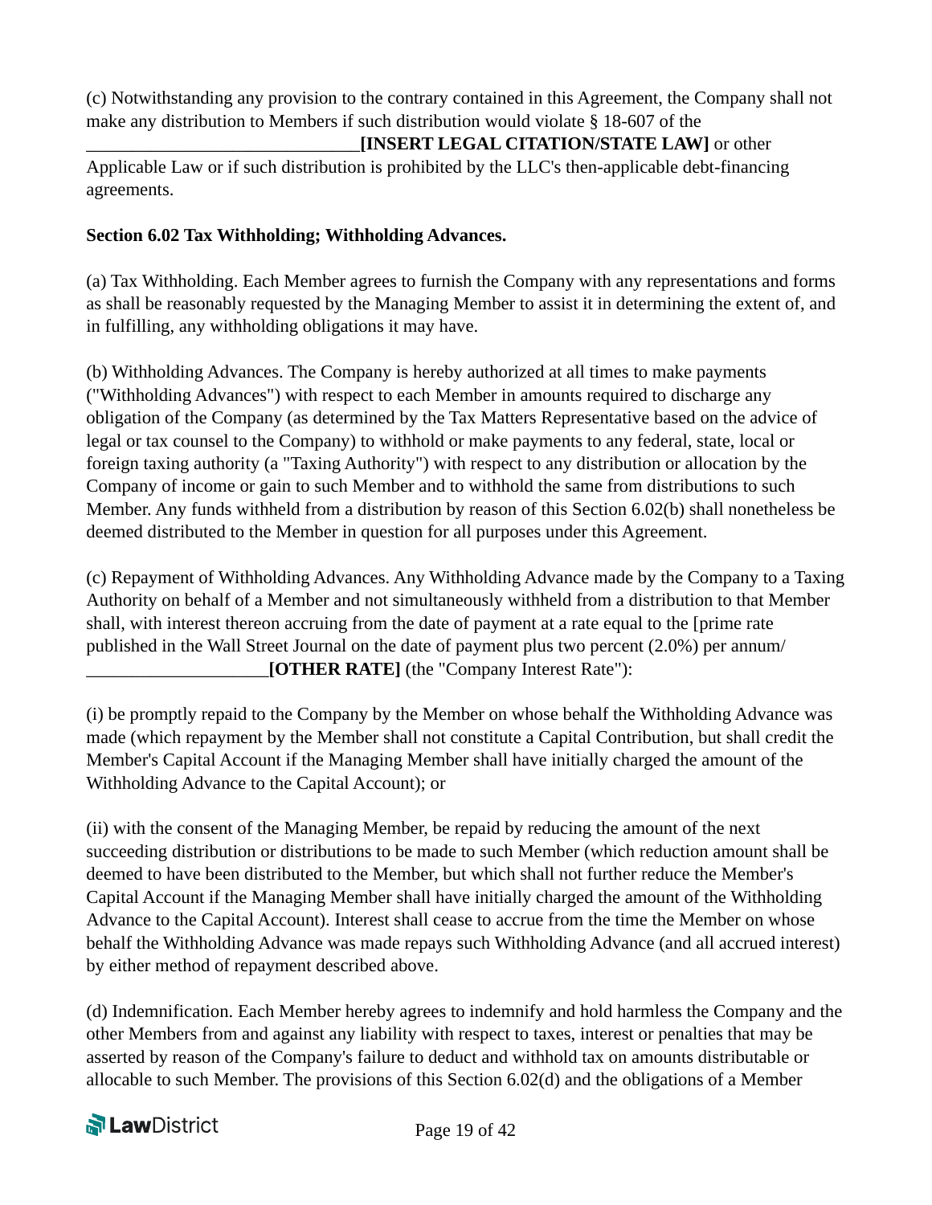(c) Notwithstanding any provision to the contrary contained in this Agreement, the Company shall not make any distribution to Members if such distribution would violate § 18-607 of the ______________________________**[INSERT LEGAL CITATION/STATE LAW]** or other Applicable Law or if such distribution is prohibited by the LLC's then-applicable debt-financing agreements.

**Section 6.02 Tax Withholding; Withholding Advances.**

(a) Tax Withholding. Each Member agrees to furnish the Company with any representations and forms as shall be reasonably requested by the Managing Member to assist it in determining the extent of, and in fulfilling, any withholding obligations it may have.

(b) Withholding Advances. The Company is hereby authorized at all times to make payments ("Withholding Advances") with respect to each Member in amounts required to discharge any obligation of the Company (as determined by the Tax Matters Representative based on the advice of legal or tax counsel to the Company) to withhold or make payments to any federal, state, local or foreign taxing authority (a "Taxing Authority") with respect to any distribution or allocation by the Company of income or gain to such Member and to withhold the same from distributions to such Member. Any funds withheld from a distribution by reason of this Section 6.02(b) shall nonetheless be deemed distributed to the Member in question for all purposes under this Agreement.

(c) Repayment of Withholding Advances. Any Withholding Advance made by the Company to a Taxing Authority on behalf of a Member and not simultaneously withheld from a distribution to that Member shall, with interest thereon accruing from the date of payment at a rate equal to the [prime rate published in the Wall Street Journal on the date of payment plus two percent (2.0%) per annum/ ____________________**[OTHER RATE]** (the "Company Interest Rate"):

(i) be promptly repaid to the Company by the Member on whose behalf the Withholding Advance was made (which repayment by the Member shall not constitute a Capital Contribution, but shall credit the Member's Capital Account if the Managing Member shall have initially charged the amount of the Withholding Advance to the Capital Account); or

(ii) with the consent of the Managing Member, be repaid by reducing the amount of the next succeeding distribution or distributions to be made to such Member (which reduction amount shall be deemed to have been distributed to the Member, but which shall not further reduce the Member's Capital Account if the Managing Member shall have initially charged the amount of the Withholding Advance to the Capital Account). Interest shall cease to accrue from the time the Member on whose behalf the Withholding Advance was made repays such Withholding Advance (and all accrued interest) by either method of repayment described above.

(d) Indemnification. Each Member hereby agrees to indemnify and hold harmless the Company and the other Members from and against any liability with respect to taxes, interest or penalties that may be asserted by reason of the Company's failure to deduct and withhold tax on amounts distributable or allocable to such Member. The provisions of this Section 6.02(d) and the obligations of a Member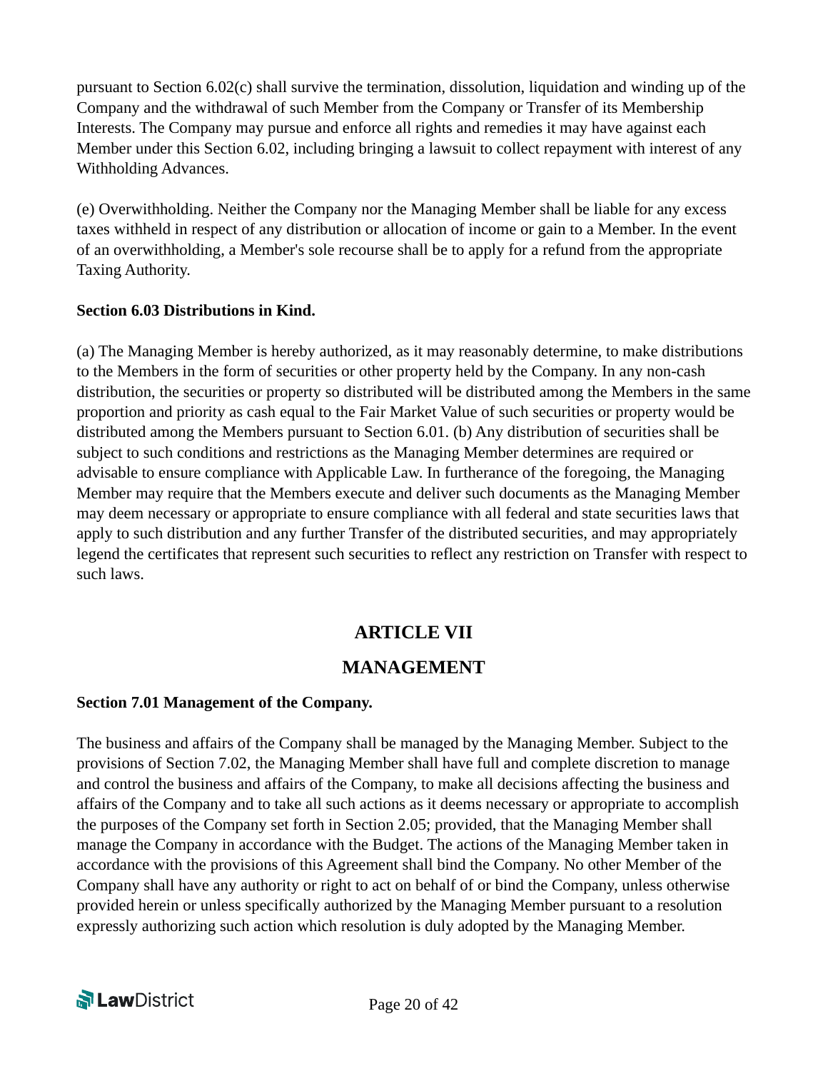pursuant to Section 6.02(c) shall survive the termination, dissolution, liquidation and winding up of the Company and the withdrawal of such Member from the Company or Transfer of its Membership Interests. The Company may pursue and enforce all rights and remedies it may have against each Member under this Section 6.02, including bringing a lawsuit to collect repayment with interest of any Withholding Advances.

(e) Overwithholding. Neither the Company nor the Managing Member shall be liable for any excess taxes withheld in respect of any distribution or allocation of income or gain to a Member. In the event of an overwithholding, a Member's sole recourse shall be to apply for a refund from the appropriate Taxing Authority.

**Section 6.03 Distributions in Kind.**

(a) The Managing Member is hereby authorized, as it may reasonably determine, to make distributions to the Members in the form of securities or other property held by the Company. In any non-cash distribution, the securities or property so distributed will be distributed among the Members in the same proportion and priority as cash equal to the Fair Market Value of such securities or property would be distributed among the Members pursuant to Section 6.01. (b) Any distribution of securities shall be subject to such conditions and restrictions as the Managing Member determines are required or advisable to ensure compliance with Applicable Law. In furtherance of the foregoing, the Managing Member may require that the Members execute and deliver such documents as the Managing Member may deem necessary or appropriate to ensure compliance with all federal and state securities laws that apply to such distribution and any further Transfer of the distributed securities, and may appropriately legend the certificates that represent such securities to reflect any restriction on Transfer with respect to such laws.

## ARTICLE VII

## MANAGEMENT

**Section 7.01 Management of the Company.**

The business and affairs of the Company shall be managed by the Managing Member. Subject to the provisions of Section 7.02, the Managing Member shall have full and complete discretion to manage and control the business and affairs of the Company, to make all decisions affecting the business and affairs of the Company and to take all such actions as it deems necessary or appropriate to accomplish the purposes of the Company set forth in Section 2.05; provided, that the Managing Member shall manage the Company in accordance with the Budget. The actions of the Managing Member taken in accordance with the provisions of this Agreement shall bind the Company. No other Member of the Company shall have any authority or right to act on behalf of or bind the Company, unless otherwise provided herein or unless specifically authorized by the Managing Member pursuant to a resolution expressly authorizing such action which resolution is duly adopted by the Managing Member.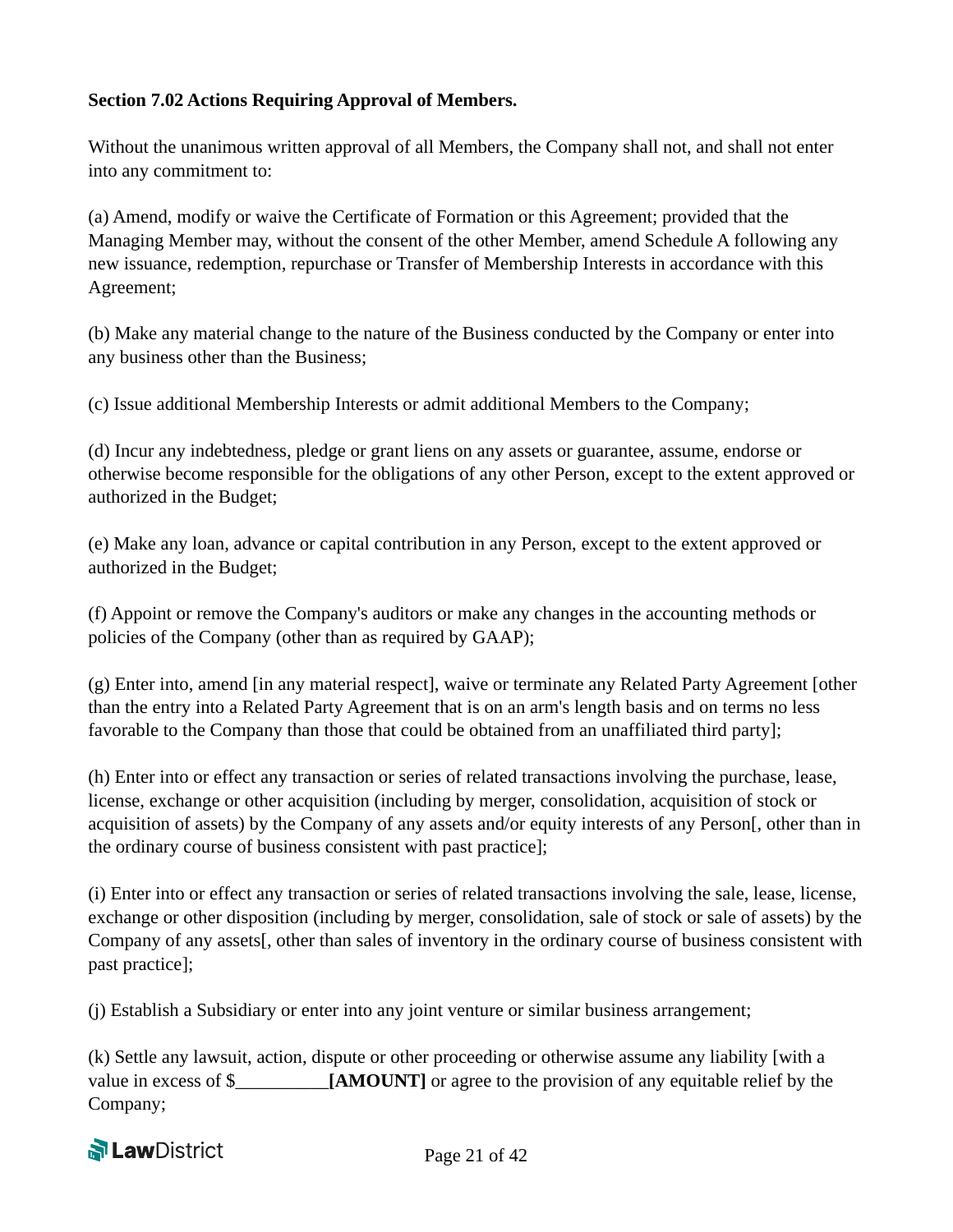**Section 7.02 Actions Requiring Approval of Members.**

Without the unanimous written approval of all Members, the Company shall not, and shall not enter into any commitment to:

(a) Amend, modify or waive the Certificate of Formation or this Agreement; provided that the Managing Member may, without the consent of the other Member, amend Schedule A following any new issuance, redemption, repurchase or Transfer of Membership Interests in accordance with this Agreement;

(b) Make any material change to the nature of the Business conducted by the Company or enter into any business other than the Business;

(c) Issue additional Membership Interests or admit additional Members to the Company;

(d) Incur any indebtedness, pledge or grant liens on any assets or guarantee, assume, endorse or otherwise become responsible for the obligations of any other Person, except to the extent approved or authorized in the Budget;

(e) Make any loan, advance or capital contribution in any Person, except to the extent approved or authorized in the Budget;

(f) Appoint or remove the Company's auditors or make any changes in the accounting methods or policies of the Company (other than as required by GAAP);

(g) Enter into, amend [in any material respect], waive or terminate any Related Party Agreement [other than the entry into a Related Party Agreement that is on an arm's length basis and on terms no less favorable to the Company than those that could be obtained from an unaffiliated third party];

(h) Enter into or effect any transaction or series of related transactions involving the purchase, lease, license, exchange or other acquisition (including by merger, consolidation, acquisition of stock or acquisition of assets) by the Company of any assets and/or equity interests of any Person[, other than in the ordinary course of business consistent with past practice];

(i) Enter into or effect any transaction or series of related transactions involving the sale, lease, license, exchange or other disposition (including by merger, consolidation, sale of stock or sale of assets) by the Company of any assets[, other than sales of inventory in the ordinary course of business consistent with past practice];

(j) Establish a Subsidiary or enter into any joint venture or similar business arrangement;

(k) Settle any lawsuit, action, dispute or other proceeding or otherwise assume any liability [with a value in excess of $__________**[AMOUNT]** or agree to the provision of any equitable relief by the Company;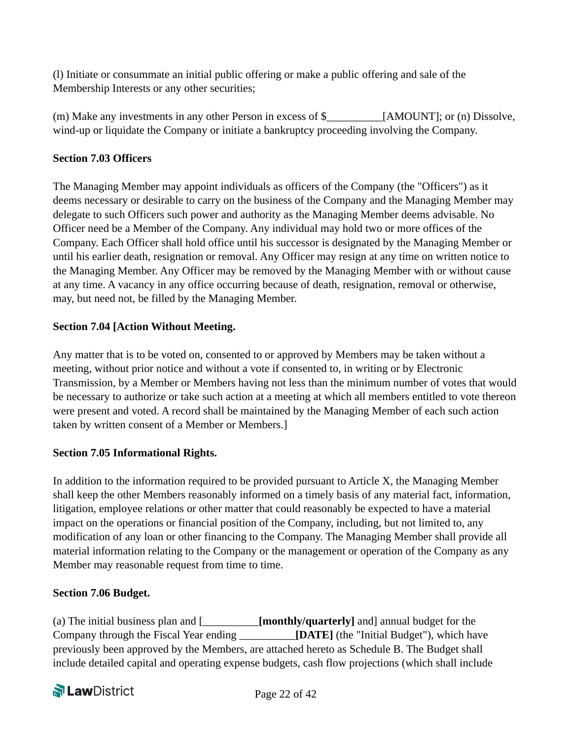(l) Initiate or consummate an initial public offering or make a public offering and sale of the Membership Interests or any other securities;

(m) Make any investments in any other Person in excess of $__________[AMOUNT]; or (n) Dissolve, wind-up or liquidate the Company or initiate a bankruptcy proceeding involving the Company.

**Section 7.03 Officers**

The Managing Member may appoint individuals as officers of the Company (the "Officers") as it deems necessary or desirable to carry on the business of the Company and the Managing Member may delegate to such Officers such power and authority as the Managing Member deems advisable. No Officer need be a Member of the Company. Any individual may hold two or more offices of the Company. Each Officer shall hold office until his successor is designated by the Managing Member or until his earlier death, resignation or removal. Any Officer may resign at any time on written notice to the Managing Member. Any Officer may be removed by the Managing Member with or without cause at any time. A vacancy in any office occurring because of death, resignation, removal or otherwise, may, but need not, be filled by the Managing Member.

**Section 7.04 [Action Without Meeting.**

Any matter that is to be voted on, consented to or approved by Members may be taken without a meeting, without prior notice and without a vote if consented to, in writing or by Electronic Transmission, by a Member or Members having not less than the minimum number of votes that would be necessary to authorize or take such action at a meeting at which all members entitled to vote thereon were present and voted. A record shall be maintained by the Managing Member of each such action taken by written consent of a Member or Members.]

**Section 7.05 Informational Rights.**

In addition to the information required to be provided pursuant to Article X, the Managing Member shall keep the other Members reasonably informed on a timely basis of any material fact, information, litigation, employee relations or other matter that could reasonably be expected to have a material impact on the operations or financial position of the Company, including, but not limited to, any modification of any loan or other financing to the Company. The Managing Member shall provide all material information relating to the Company or the management or operation of the Company as any Member may reasonable request from time to time.

**Section 7.06 Budget.**

(a) The initial business plan and [__________**[monthly/quarterly]** and] annual budget for the Company through the Fiscal Year ending __________**[DATE]** (the "Initial Budget"), which have previously been approved by the Members, are attached hereto as Schedule B. The Budget shall include detailed capital and operating expense budgets, cash flow projections (which shall include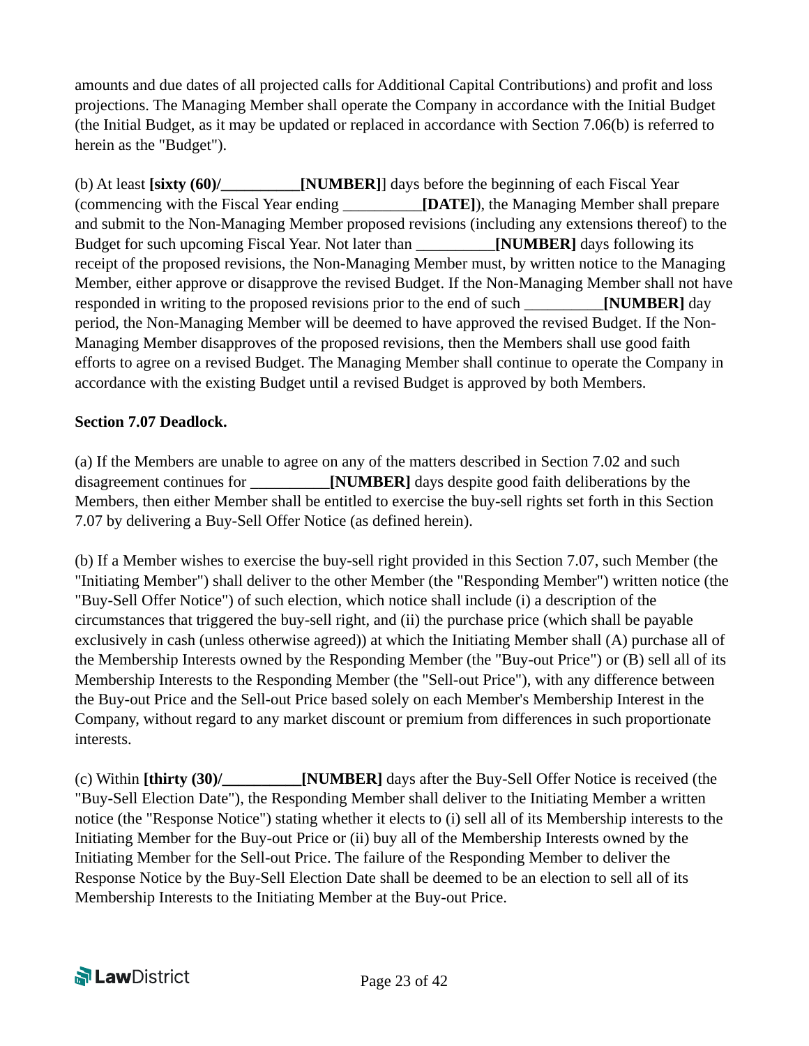amounts and due dates of all projected calls for Additional Capital Contributions) and profit and loss projections. The Managing Member shall operate the Company in accordance with the Initial Budget (the Initial Budget, as it may be updated or replaced in accordance with Section 7.06(b) is referred to herein as the "Budget").

(b) At least **[sixty (60)/__________[NUMBER]**] days before the beginning of each Fiscal Year (commencing with the Fiscal Year ending __________**[DATE]**), the Managing Member shall prepare and submit to the Non-Managing Member proposed revisions (including any extensions thereof) to the Budget for such upcoming Fiscal Year. Not later than __________**[NUMBER]** days following its receipt of the proposed revisions, the Non-Managing Member must, by written notice to the Managing Member, either approve or disapprove the revised Budget. If the Non-Managing Member shall not have responded in writing to the proposed revisions prior to the end of such __________**[NUMBER]** day period, the Non-Managing Member will be deemed to have approved the revised Budget. If the Non-Managing Member disapproves of the proposed revisions, then the Members shall use good faith efforts to agree on a revised Budget. The Managing Member shall continue to operate the Company in accordance with the existing Budget until a revised Budget is approved by both Members.

**Section 7.07 Deadlock.**

(a) If the Members are unable to agree on any of the matters described in Section 7.02 and such disagreement continues for __________**[NUMBER]** days despite good faith deliberations by the Members, then either Member shall be entitled to exercise the buy-sell rights set forth in this Section 7.07 by delivering a Buy-Sell Offer Notice (as defined herein).

(b) If a Member wishes to exercise the buy-sell right provided in this Section 7.07, such Member (the "Initiating Member") shall deliver to the other Member (the "Responding Member") written notice (the "Buy-Sell Offer Notice") of such election, which notice shall include (i) a description of the circumstances that triggered the buy-sell right, and (ii) the purchase price (which shall be payable exclusively in cash (unless otherwise agreed)) at which the Initiating Member shall (A) purchase all of the Membership Interests owned by the Responding Member (the "Buy-out Price") or (B) sell all of its Membership Interests to the Responding Member (the "Sell-out Price"), with any difference between the Buy-out Price and the Sell-out Price based solely on each Member's Membership Interest in the Company, without regard to any market discount or premium from differences in such proportionate interests.

(c) Within **[thirty (30)/__________[NUMBER]** days after the Buy-Sell Offer Notice is received (the "Buy-Sell Election Date"), the Responding Member shall deliver to the Initiating Member a written notice (the "Response Notice") stating whether it elects to (i) sell all of its Membership interests to the Initiating Member for the Buy-out Price or (ii) buy all of the Membership Interests owned by the Initiating Member for the Sell-out Price. The failure of the Responding Member to deliver the Response Notice by the Buy-Sell Election Date shall be deemed to be an election to sell all of its Membership Interests to the Initiating Member at the Buy-out Price.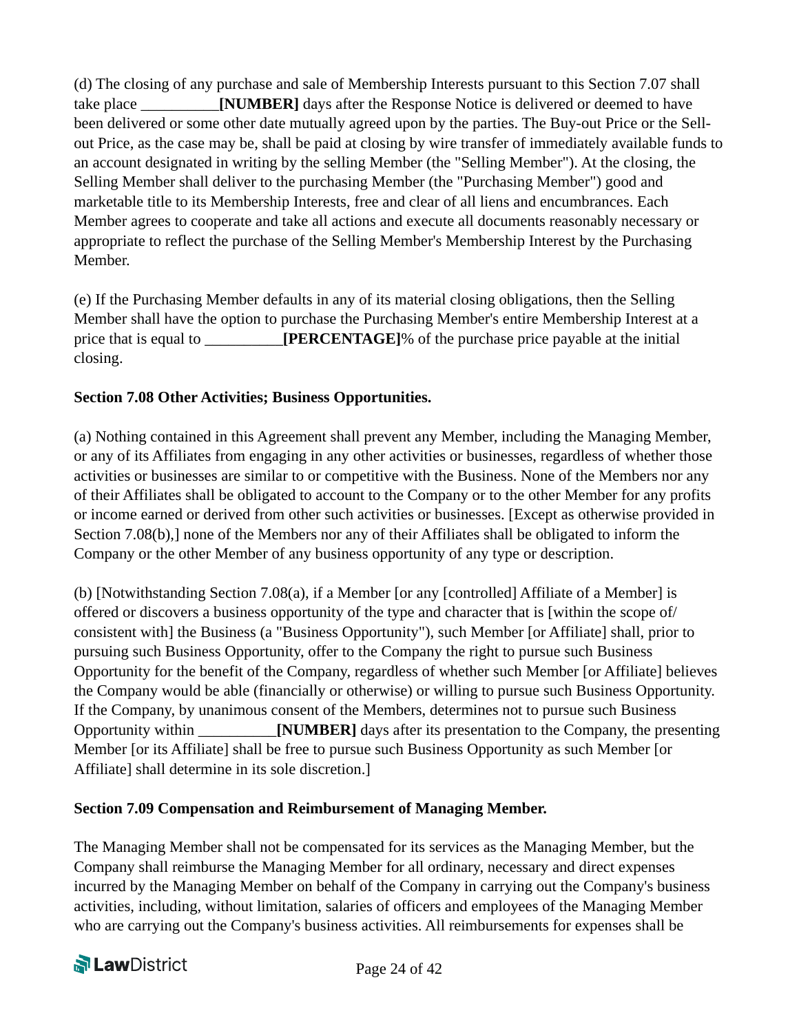(d) The closing of any purchase and sale of Membership Interests pursuant to this Section 7.07 shall take place __________**[NUMBER]** days after the Response Notice is delivered or deemed to have been delivered or some other date mutually agreed upon by the parties. The Buy-out Price or the Sell-out Price, as the case may be, shall be paid at closing by wire transfer of immediately available funds to an account designated in writing by the selling Member (the "Selling Member"). At the closing, the Selling Member shall deliver to the purchasing Member (the "Purchasing Member") good and marketable title to its Membership Interests, free and clear of all liens and encumbrances. Each Member agrees to cooperate and take all actions and execute all documents reasonably necessary or appropriate to reflect the purchase of the Selling Member's Membership Interest by the Purchasing Member.

(e) If the Purchasing Member defaults in any of its material closing obligations, then the Selling Member shall have the option to purchase the Purchasing Member's entire Membership Interest at a price that is equal to __________**[PERCENTAGE]**% of the purchase price payable at the initial closing.

**Section 7.08 Other Activities; Business Opportunities.**

(a) Nothing contained in this Agreement shall prevent any Member, including the Managing Member, or any of its Affiliates from engaging in any other activities or businesses, regardless of whether those activities or businesses are similar to or competitive with the Business. None of the Members nor any of their Affiliates shall be obligated to account to the Company or to the other Member for any profits or income earned or derived from other such activities or businesses. [Except as otherwise provided in Section 7.08(b),] none of the Members nor any of their Affiliates shall be obligated to inform the Company or the other Member of any business opportunity of any type or description.

(b) [Notwithstanding Section 7.08(a), if a Member [or any [controlled] Affiliate of a Member] is offered or discovers a business opportunity of the type and character that is [within the scope of/ consistent with] the Business (a "Business Opportunity"), such Member [or Affiliate] shall, prior to pursuing such Business Opportunity, offer to the Company the right to pursue such Business Opportunity for the benefit of the Company, regardless of whether such Member [or Affiliate] believes the Company would be able (financially or otherwise) or willing to pursue such Business Opportunity. If the Company, by unanimous consent of the Members, determines not to pursue such Business Opportunity within __________**[NUMBER]** days after its presentation to the Company, the presenting Member [or its Affiliate] shall be free to pursue such Business Opportunity as such Member [or Affiliate] shall determine in its sole discretion.]

**Section 7.09 Compensation and Reimbursement of Managing Member.**

The Managing Member shall not be compensated for its services as the Managing Member, but the Company shall reimburse the Managing Member for all ordinary, necessary and direct expenses incurred by the Managing Member on behalf of the Company in carrying out the Company's business activities, including, without limitation, salaries of officers and employees of the Managing Member who are carrying out the Company's business activities. All reimbursements for expenses shall be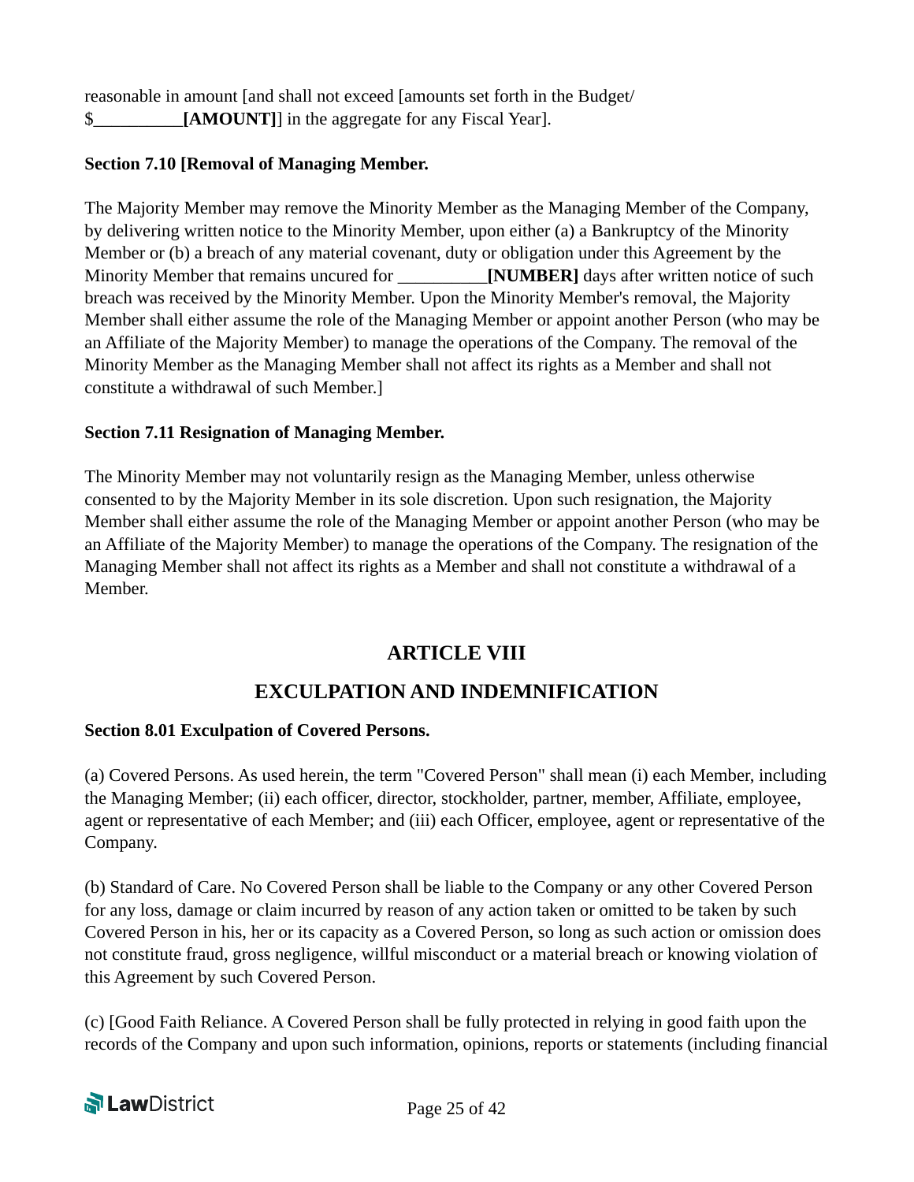reasonable in amount [and shall not exceed [amounts set forth in the Budget/ $__________**[AMOUNT]**] in the aggregate for any Fiscal Year].

**Section 7.10 [Removal of Managing Member.**

The Majority Member may remove the Minority Member as the Managing Member of the Company, by delivering written notice to the Minority Member, upon either (a) a Bankruptcy of the Minority Member or (b) a breach of any material covenant, duty or obligation under this Agreement by the Minority Member that remains uncured for __________**[NUMBER]** days after written notice of such breach was received by the Minority Member. Upon the Minority Member's removal, the Majority Member shall either assume the role of the Managing Member or appoint another Person (who may be an Affiliate of the Majority Member) to manage the operations of the Company. The removal of the Minority Member as the Managing Member shall not affect its rights as a Member and shall not constitute a withdrawal of such Member.]

**Section 7.11 Resignation of Managing Member.**

The Minority Member may not voluntarily resign as the Managing Member, unless otherwise consented to by the Majority Member in its sole discretion. Upon such resignation, the Majority Member shall either assume the role of the Managing Member or appoint another Person (who may be an Affiliate of the Majority Member) to manage the operations of the Company. The resignation of the Managing Member shall not affect its rights as a Member and shall not constitute a withdrawal of a Member.

## ARTICLE VIII

## EXCULPATION AND INDEMNIFICATION

**Section 8.01 Exculpation of Covered Persons.**

(a) Covered Persons. As used herein, the term "Covered Person" shall mean (i) each Member, including the Managing Member; (ii) each officer, director, stockholder, partner, member, Affiliate, employee, agent or representative of each Member; and (iii) each Officer, employee, agent or representative of the Company.

(b) Standard of Care. No Covered Person shall be liable to the Company or any other Covered Person for any loss, damage or claim incurred by reason of any action taken or omitted to be taken by such Covered Person in his, her or its capacity as a Covered Person, so long as such action or omission does not constitute fraud, gross negligence, willful misconduct or a material breach or knowing violation of this Agreement by such Covered Person.

(c) [Good Faith Reliance. A Covered Person shall be fully protected in relying in good faith upon the records of the Company and upon such information, opinions, reports or statements (including financial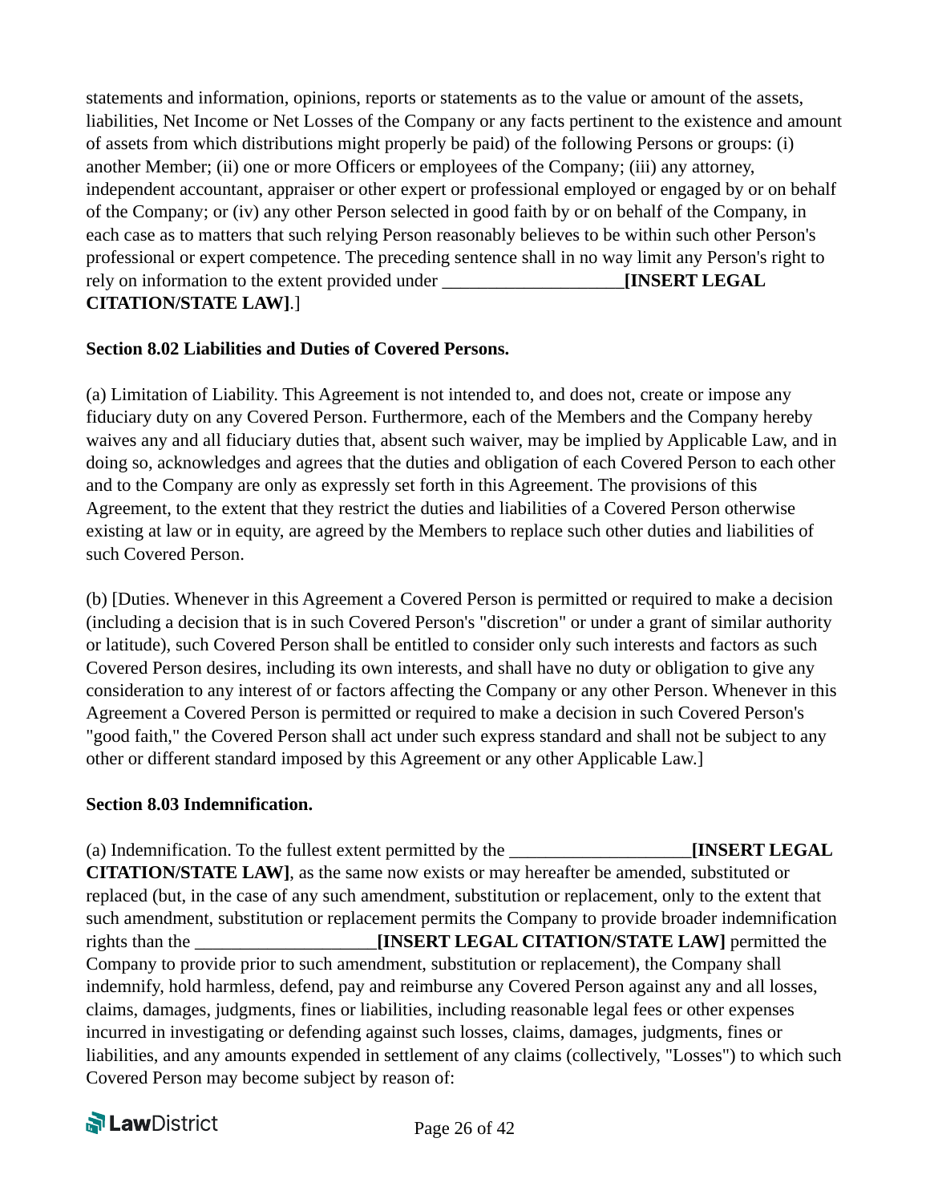statements and information, opinions, reports or statements as to the value or amount of the assets, liabilities, Net Income or Net Losses of the Company or any facts pertinent to the existence and amount of assets from which distributions might properly be paid) of the following Persons or groups: (i) another Member; (ii) one or more Officers or employees of the Company; (iii) any attorney, independent accountant, appraiser or other expert or professional employed or engaged by or on behalf of the Company; or (iv) any other Person selected in good faith by or on behalf of the Company, in each case as to matters that such relying Person reasonably believes to be within such other Person's professional or expert competence. The preceding sentence shall in no way limit any Person's right to rely on information to the extent provided under ____________________**[INSERT LEGAL CITATION/STATE LAW]**.]

**Section 8.02 Liabilities and Duties of Covered Persons.**

(a) Limitation of Liability. This Agreement is not intended to, and does not, create or impose any fiduciary duty on any Covered Person. Furthermore, each of the Members and the Company hereby waives any and all fiduciary duties that, absent such waiver, may be implied by Applicable Law, and in doing so, acknowledges and agrees that the duties and obligation of each Covered Person to each other and to the Company are only as expressly set forth in this Agreement. The provisions of this Agreement, to the extent that they restrict the duties and liabilities of a Covered Person otherwise existing at law or in equity, are agreed by the Members to replace such other duties and liabilities of such Covered Person.

(b) [Duties. Whenever in this Agreement a Covered Person is permitted or required to make a decision (including a decision that is in such Covered Person's "discretion" or under a grant of similar authority or latitude), such Covered Person shall be entitled to consider only such interests and factors as such Covered Person desires, including its own interests, and shall have no duty or obligation to give any consideration to any interest of or factors affecting the Company or any other Person. Whenever in this Agreement a Covered Person is permitted or required to make a decision in such Covered Person's "good faith," the Covered Person shall act under such express standard and shall not be subject to any other or different standard imposed by this Agreement or any other Applicable Law.]

**Section 8.03 Indemnification.**

(a) Indemnification. To the fullest extent permitted by the ____________________**[INSERT LEGAL CITATION/STATE LAW]**, as the same now exists or may hereafter be amended, substituted or replaced (but, in the case of any such amendment, substitution or replacement, only to the extent that such amendment, substitution or replacement permits the Company to provide broader indemnification rights than the ____________________**[INSERT LEGAL CITATION/STATE LAW]** permitted the Company to provide prior to such amendment, substitution or replacement), the Company shall indemnify, hold harmless, defend, pay and reimburse any Covered Person against any and all losses, claims, damages, judgments, fines or liabilities, including reasonable legal fees or other expenses incurred in investigating or defending against such losses, claims, damages, judgments, fines or liabilities, and any amounts expended in settlement of any claims (collectively, "Losses") to which such Covered Person may become subject by reason of: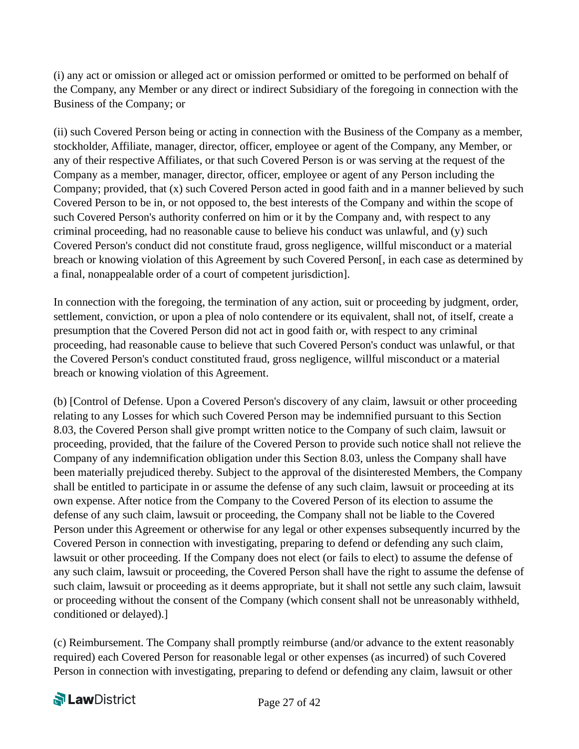(i) any act or omission or alleged act or omission performed or omitted to be performed on behalf of the Company, any Member or any direct or indirect Subsidiary of the foregoing in connection with the Business of the Company; or

(ii) such Covered Person being or acting in connection with the Business of the Company as a member, stockholder, Affiliate, manager, director, officer, employee or agent of the Company, any Member, or any of their respective Affiliates, or that such Covered Person is or was serving at the request of the Company as a member, manager, director, officer, employee or agent of any Person including the Company; provided, that (x) such Covered Person acted in good faith and in a manner believed by such Covered Person to be in, or not opposed to, the best interests of the Company and within the scope of such Covered Person's authority conferred on him or it by the Company and, with respect to any criminal proceeding, had no reasonable cause to believe his conduct was unlawful, and (y) such Covered Person's conduct did not constitute fraud, gross negligence, willful misconduct or a material breach or knowing violation of this Agreement by such Covered Person[, in each case as determined by a final, nonappealable order of a court of competent jurisdiction].

In connection with the foregoing, the termination of any action, suit or proceeding by judgment, order, settlement, conviction, or upon a plea of nolo contendere or its equivalent, shall not, of itself, create a presumption that the Covered Person did not act in good faith or, with respect to any criminal proceeding, had reasonable cause to believe that such Covered Person's conduct was unlawful, or that the Covered Person's conduct constituted fraud, gross negligence, willful misconduct or a material breach or knowing violation of this Agreement.

(b) [Control of Defense. Upon a Covered Person's discovery of any claim, lawsuit or other proceeding relating to any Losses for which such Covered Person may be indemnified pursuant to this Section 8.03, the Covered Person shall give prompt written notice to the Company of such claim, lawsuit or proceeding, provided, that the failure of the Covered Person to provide such notice shall not relieve the Company of any indemnification obligation under this Section 8.03, unless the Company shall have been materially prejudiced thereby. Subject to the approval of the disinterested Members, the Company shall be entitled to participate in or assume the defense of any such claim, lawsuit or proceeding at its own expense. After notice from the Company to the Covered Person of its election to assume the defense of any such claim, lawsuit or proceeding, the Company shall not be liable to the Covered Person under this Agreement or otherwise for any legal or other expenses subsequently incurred by the Covered Person in connection with investigating, preparing to defend or defending any such claim, lawsuit or other proceeding. If the Company does not elect (or fails to elect) to assume the defense of any such claim, lawsuit or proceeding, the Covered Person shall have the right to assume the defense of such claim, lawsuit or proceeding as it deems appropriate, but it shall not settle any such claim, lawsuit or proceeding without the consent of the Company (which consent shall not be unreasonably withheld, conditioned or delayed).]

(c) Reimbursement. The Company shall promptly reimburse (and/or advance to the extent reasonably required) each Covered Person for reasonable legal or other expenses (as incurred) of such Covered Person in connection with investigating, preparing to defend or defending any claim, lawsuit or other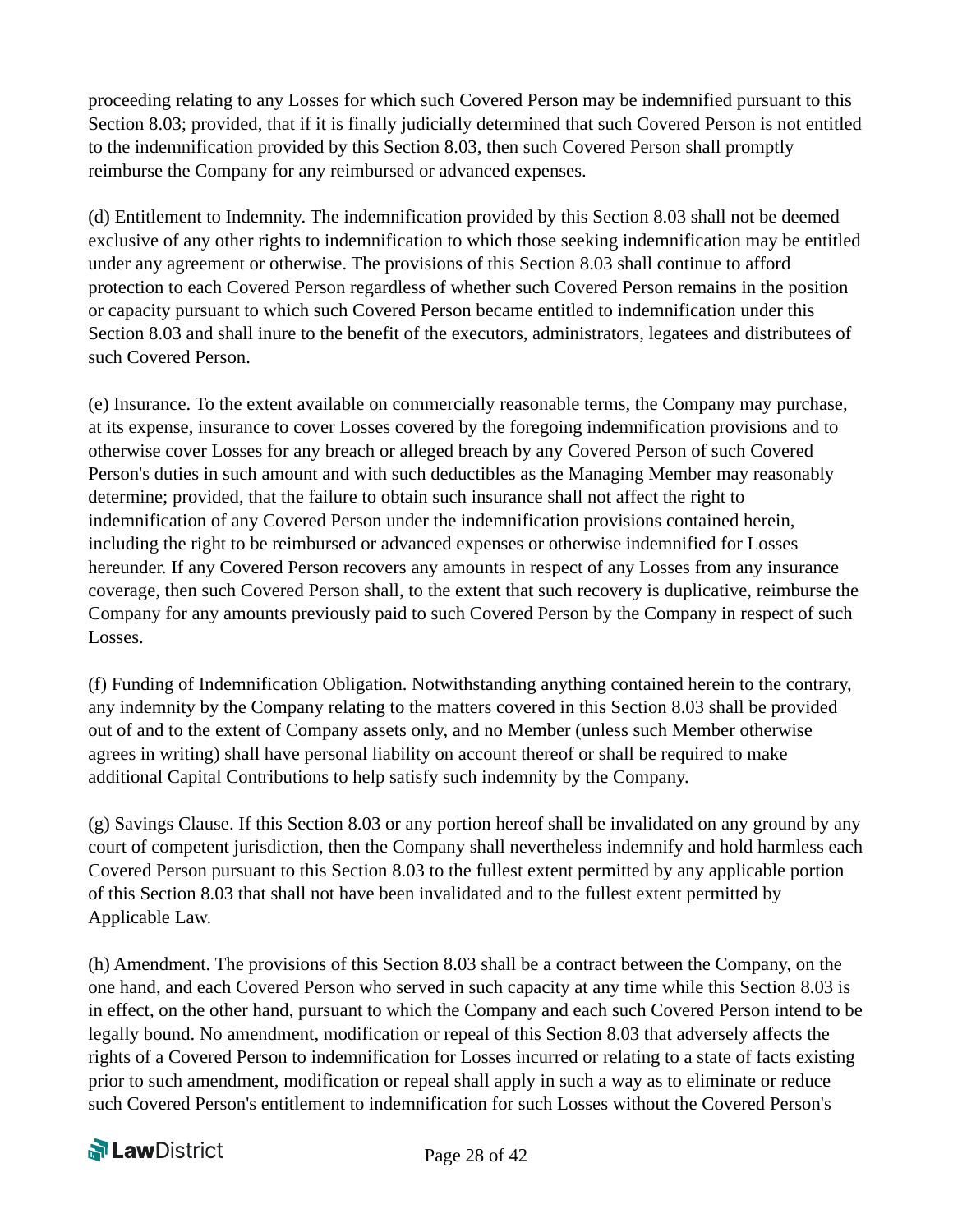proceeding relating to any Losses for which such Covered Person may be indemnified pursuant to this Section 8.03; provided, that if it is finally judicially determined that such Covered Person is not entitled to the indemnification provided by this Section 8.03, then such Covered Person shall promptly reimburse the Company for any reimbursed or advanced expenses.

(d) Entitlement to Indemnity. The indemnification provided by this Section 8.03 shall not be deemed exclusive of any other rights to indemnification to which those seeking indemnification may be entitled under any agreement or otherwise. The provisions of this Section 8.03 shall continue to afford protection to each Covered Person regardless of whether such Covered Person remains in the position or capacity pursuant to which such Covered Person became entitled to indemnification under this Section 8.03 and shall inure to the benefit of the executors, administrators, legatees and distributees of such Covered Person.

(e) Insurance. To the extent available on commercially reasonable terms, the Company may purchase, at its expense, insurance to cover Losses covered by the foregoing indemnification provisions and to otherwise cover Losses for any breach or alleged breach by any Covered Person of such Covered Person's duties in such amount and with such deductibles as the Managing Member may reasonably determine; provided, that the failure to obtain such insurance shall not affect the right to indemnification of any Covered Person under the indemnification provisions contained herein, including the right to be reimbursed or advanced expenses or otherwise indemnified for Losses hereunder. If any Covered Person recovers any amounts in respect of any Losses from any insurance coverage, then such Covered Person shall, to the extent that such recovery is duplicative, reimburse the Company for any amounts previously paid to such Covered Person by the Company in respect of such Losses.

(f) Funding of Indemnification Obligation. Notwithstanding anything contained herein to the contrary, any indemnity by the Company relating to the matters covered in this Section 8.03 shall be provided out of and to the extent of Company assets only, and no Member (unless such Member otherwise agrees in writing) shall have personal liability on account thereof or shall be required to make additional Capital Contributions to help satisfy such indemnity by the Company.

(g) Savings Clause. If this Section 8.03 or any portion hereof shall be invalidated on any ground by any court of competent jurisdiction, then the Company shall nevertheless indemnify and hold harmless each Covered Person pursuant to this Section 8.03 to the fullest extent permitted by any applicable portion of this Section 8.03 that shall not have been invalidated and to the fullest extent permitted by Applicable Law.

(h) Amendment. The provisions of this Section 8.03 shall be a contract between the Company, on the one hand, and each Covered Person who served in such capacity at any time while this Section 8.03 is in effect, on the other hand, pursuant to which the Company and each such Covered Person intend to be legally bound. No amendment, modification or repeal of this Section 8.03 that adversely affects the rights of a Covered Person to indemnification for Losses incurred or relating to a state of facts existing prior to such amendment, modification or repeal shall apply in such a way as to eliminate or reduce such Covered Person's entitlement to indemnification for such Losses without the Covered Person's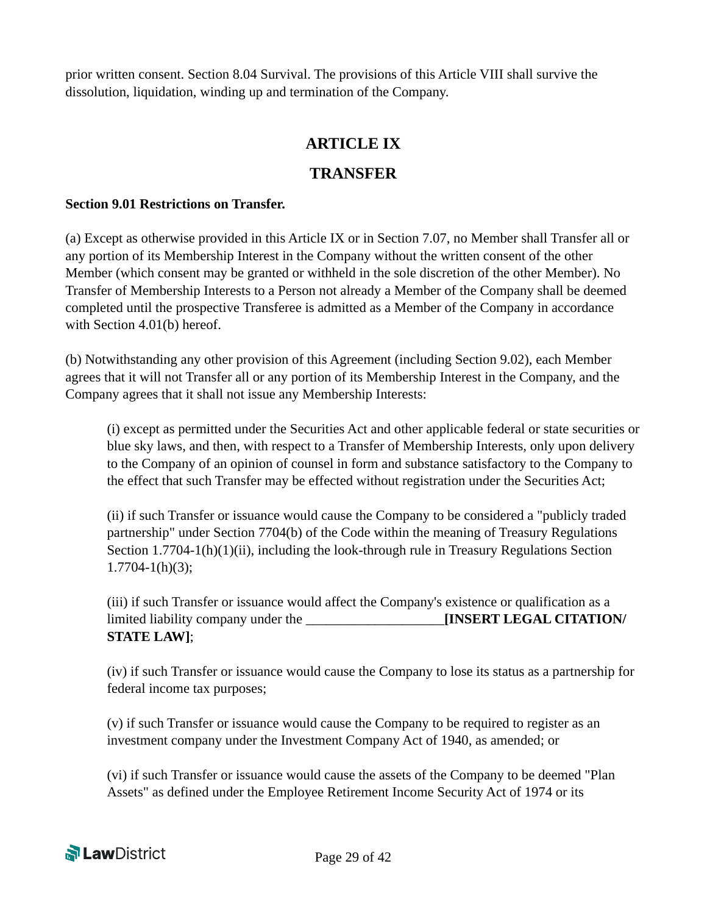prior written consent. Section 8.04 Survival. The provisions of this Article VIII shall survive the dissolution, liquidation, winding up and termination of the Company.

# ARTICLE IX

# TRANSFER

**Section 9.01 Restrictions on Transfer.**

(a) Except as otherwise provided in this Article IX or in Section 7.07, no Member shall Transfer all or any portion of its Membership Interest in the Company without the written consent of the other Member (which consent may be granted or withheld in the sole discretion of the other Member). No Transfer of Membership Interests to a Person not already a Member of the Company shall be deemed completed until the prospective Transferee is admitted as a Member of the Company in accordance with Section 4.01(b) hereof.

(b) Notwithstanding any other provision of this Agreement (including Section 9.02), each Member agrees that it will not Transfer all or any portion of its Membership Interest in the Company, and the Company agrees that it shall not issue any Membership Interests:

(i) except as permitted under the Securities Act and other applicable federal or state securities or blue sky laws, and then, with respect to a Transfer of Membership Interests, only upon delivery to the Company of an opinion of counsel in form and substance satisfactory to the Company to the effect that such Transfer may be effected without registration under the Securities Act;

(ii) if such Transfer or issuance would cause the Company to be considered a "publicly traded partnership" under Section 7704(b) of the Code within the meaning of Treasury Regulations Section 1.7704-1(h)(1)(ii), including the look-through rule in Treasury Regulations Section 1.7704-1(h)(3);

(iii) if such Transfer or issuance would affect the Company's existence or qualification as a limited liability company under the ____________________**[INSERT LEGAL CITATION/ STATE LAW]**;

(iv) if such Transfer or issuance would cause the Company to lose its status as a partnership for federal income tax purposes;

(v) if such Transfer or issuance would cause the Company to be required to register as an investment company under the Investment Company Act of 1940, as amended; or

(vi) if such Transfer or issuance would cause the assets of the Company to be deemed "Plan Assets" as defined under the Employee Retirement Income Security Act of 1974 or its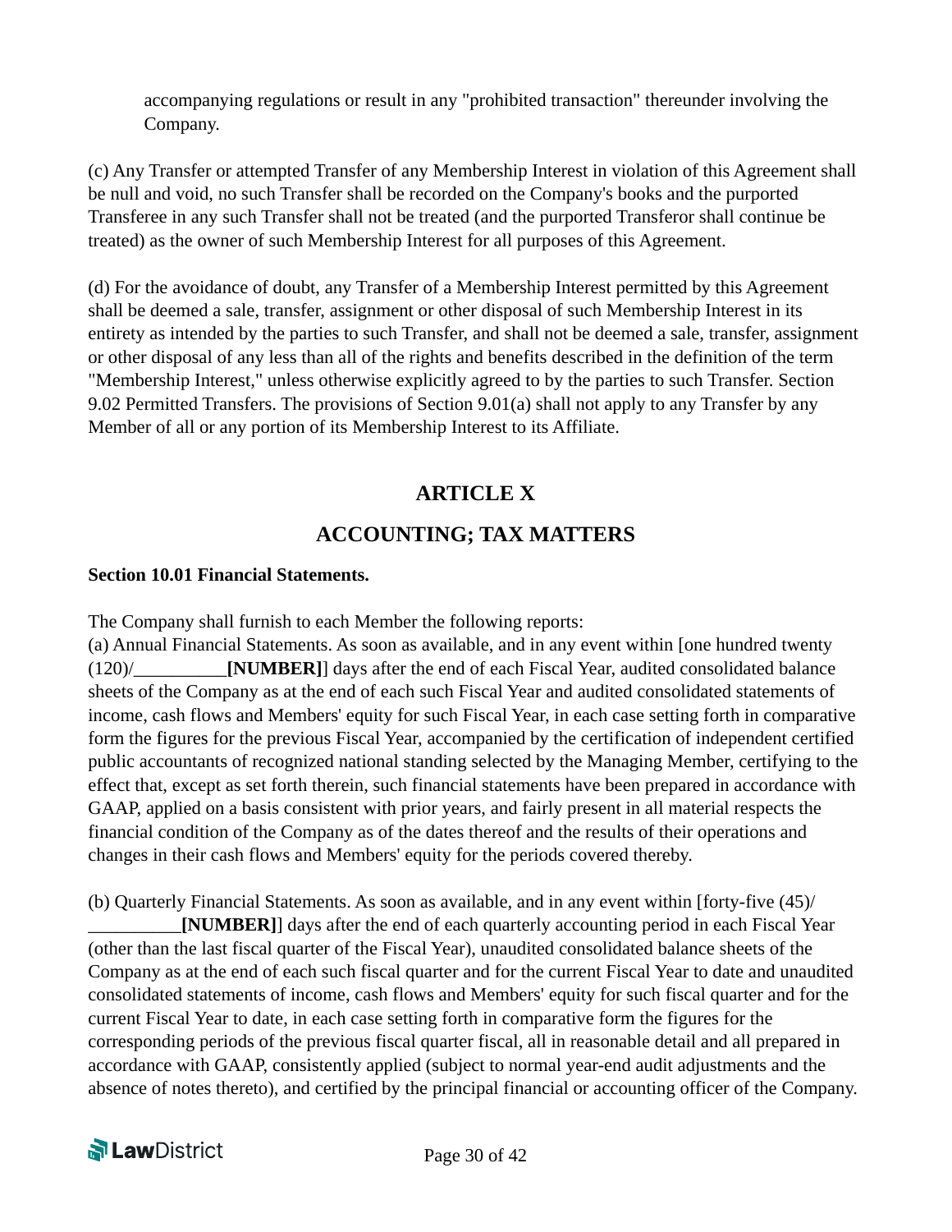accompanying regulations or result in any "prohibited transaction" thereunder involving the Company.

(c) Any Transfer or attempted Transfer of any Membership Interest in violation of this Agreement shall be null and void, no such Transfer shall be recorded on the Company's books and the purported Transferee in any such Transfer shall not be treated (and the purported Transferor shall continue be treated) as the owner of such Membership Interest for all purposes of this Agreement.

(d) For the avoidance of doubt, any Transfer of a Membership Interest permitted by this Agreement shall be deemed a sale, transfer, assignment or other disposal of such Membership Interest in its entirety as intended by the parties to such Transfer, and shall not be deemed a sale, transfer, assignment or other disposal of any less than all of the rights and benefits described in the definition of the term "Membership Interest," unless otherwise explicitly agreed to by the parties to such Transfer. Section 9.02 Permitted Transfers. The provisions of Section 9.01(a) shall not apply to any Transfer by any Member of all or any portion of its Membership Interest to its Affiliate.

## ARTICLE X

## ACCOUNTING; TAX MATTERS

**Section 10.01 Financial Statements.**

The Company shall furnish to each Member the following reports:

(a) Annual Financial Statements. As soon as available, and in any event within [one hundred twenty (120)/__________**[NUMBER]**] days after the end of each Fiscal Year, audited consolidated balance sheets of the Company as at the end of each such Fiscal Year and audited consolidated statements of income, cash flows and Members' equity for such Fiscal Year, in each case setting forth in comparative form the figures for the previous Fiscal Year, accompanied by the certification of independent certified public accountants of recognized national standing selected by the Managing Member, certifying to the effect that, except as set forth therein, such financial statements have been prepared in accordance with GAAP, applied on a basis consistent with prior years, and fairly present in all material respects the financial condition of the Company as of the dates thereof and the results of their operations and changes in their cash flows and Members' equity for the periods covered thereby.

(b) Quarterly Financial Statements. As soon as available, and in any event within [forty-five (45)/ __________**[NUMBER]**] days after the end of each quarterly accounting period in each Fiscal Year (other than the last fiscal quarter of the Fiscal Year), unaudited consolidated balance sheets of the Company as at the end of each such fiscal quarter and for the current Fiscal Year to date and unaudited consolidated statements of income, cash flows and Members' equity for such fiscal quarter and for the current Fiscal Year to date, in each case setting forth in comparative form the figures for the corresponding periods of the previous fiscal quarter fiscal, all in reasonable detail and all prepared in accordance with GAAP, consistently applied (subject to normal year-end audit adjustments and the absence of notes thereto), and certified by the principal financial or accounting officer of the Company.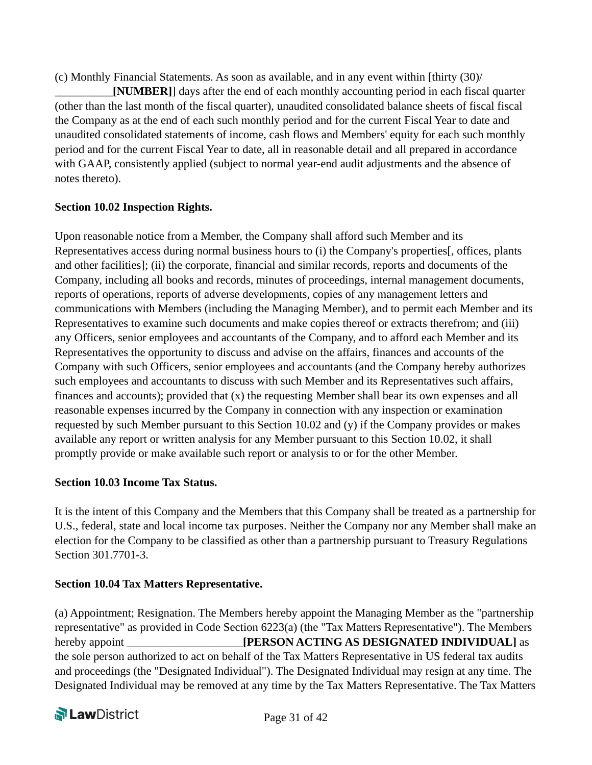(c) Monthly Financial Statements. As soon as available, and in any event within [thirty (30)/ __________**[NUMBER]**] days after the end of each monthly accounting period in each fiscal quarter (other than the last month of the fiscal quarter), unaudited consolidated balance sheets of fiscal fiscal the Company as at the end of each such monthly period and for the current Fiscal Year to date and unaudited consolidated statements of income, cash flows and Members' equity for each such monthly period and for the current Fiscal Year to date, all in reasonable detail and all prepared in accordance with GAAP, consistently applied (subject to normal year-end audit adjustments and the absence of notes thereto).

**Section 10.02 Inspection Rights.**

Upon reasonable notice from a Member, the Company shall afford such Member and its Representatives access during normal business hours to (i) the Company's properties[, offices, plants and other facilities]; (ii) the corporate, financial and similar records, reports and documents of the Company, including all books and records, minutes of proceedings, internal management documents, reports of operations, reports of adverse developments, copies of any management letters and communications with Members (including the Managing Member), and to permit each Member and its Representatives to examine such documents and make copies thereof or extracts therefrom; and (iii) any Officers, senior employees and accountants of the Company, and to afford each Member and its Representatives the opportunity to discuss and advise on the affairs, finances and accounts of the Company with such Officers, senior employees and accountants (and the Company hereby authorizes such employees and accountants to discuss with such Member and its Representatives such affairs, finances and accounts); provided that (x) the requesting Member shall bear its own expenses and all reasonable expenses incurred by the Company in connection with any inspection or examination requested by such Member pursuant to this Section 10.02 and (y) if the Company provides or makes available any report or written analysis for any Member pursuant to this Section 10.02, it shall promptly provide or make available such report or analysis to or for the other Member.

**Section 10.03 Income Tax Status.**

It is the intent of this Company and the Members that this Company shall be treated as a partnership for U.S., federal, state and local income tax purposes. Neither the Company nor any Member shall make an election for the Company to be classified as other than a partnership pursuant to Treasury Regulations Section 301.7701-3.

**Section 10.04 Tax Matters Representative.**

(a) Appointment; Resignation. The Members hereby appoint the Managing Member as the "partnership representative" as provided in Code Section 6223(a) (the "Tax Matters Representative"). The Members hereby appoint ____________________**[PERSON ACTING AS DESIGNATED INDIVIDUAL]** as the sole person authorized to act on behalf of the Tax Matters Representative in US federal tax audits and proceedings (the "Designated Individual"). The Designated Individual may resign at any time. The Designated Individual may be removed at any time by the Tax Matters Representative. The Tax Matters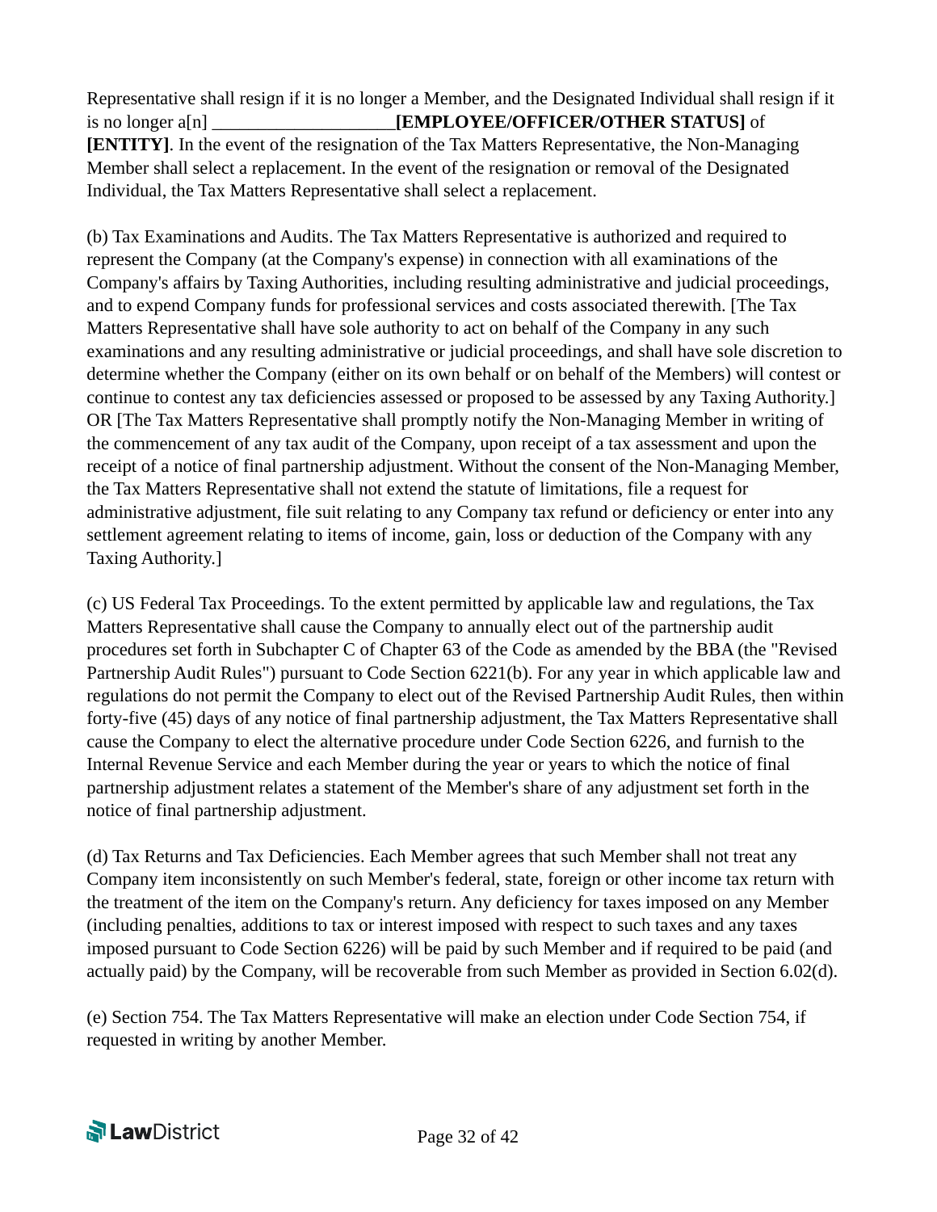Representative shall resign if it is no longer a Member, and the Designated Individual shall resign if it is no longer a[n] ____________________**[EMPLOYEE/OFFICER/OTHER STATUS]** of **[ENTITY]**. In the event of the resignation of the Tax Matters Representative, the Non-Managing Member shall select a replacement. In the event of the resignation or removal of the Designated Individual, the Tax Matters Representative shall select a replacement.

(b) Tax Examinations and Audits. The Tax Matters Representative is authorized and required to represent the Company (at the Company's expense) in connection with all examinations of the Company's affairs by Taxing Authorities, including resulting administrative and judicial proceedings, and to expend Company funds for professional services and costs associated therewith. [The Tax Matters Representative shall have sole authority to act on behalf of the Company in any such examinations and any resulting administrative or judicial proceedings, and shall have sole discretion to determine whether the Company (either on its own behalf or on behalf of the Members) will contest or continue to contest any tax deficiencies assessed or proposed to be assessed by any Taxing Authority.] OR [The Tax Matters Representative shall promptly notify the Non-Managing Member in writing of the commencement of any tax audit of the Company, upon receipt of a tax assessment and upon the receipt of a notice of final partnership adjustment. Without the consent of the Non-Managing Member, the Tax Matters Representative shall not extend the statute of limitations, file a request for administrative adjustment, file suit relating to any Company tax refund or deficiency or enter into any settlement agreement relating to items of income, gain, loss or deduction of the Company with any Taxing Authority.]

(c) US Federal Tax Proceedings. To the extent permitted by applicable law and regulations, the Tax Matters Representative shall cause the Company to annually elect out of the partnership audit procedures set forth in Subchapter C of Chapter 63 of the Code as amended by the BBA (the "Revised Partnership Audit Rules") pursuant to Code Section 6221(b). For any year in which applicable law and regulations do not permit the Company to elect out of the Revised Partnership Audit Rules, then within forty-five (45) days of any notice of final partnership adjustment, the Tax Matters Representative shall cause the Company to elect the alternative procedure under Code Section 6226, and furnish to the Internal Revenue Service and each Member during the year or years to which the notice of final partnership adjustment relates a statement of the Member's share of any adjustment set forth in the notice of final partnership adjustment.

(d) Tax Returns and Tax Deficiencies. Each Member agrees that such Member shall not treat any Company item inconsistently on such Member's federal, state, foreign or other income tax return with the treatment of the item on the Company's return. Any deficiency for taxes imposed on any Member (including penalties, additions to tax or interest imposed with respect to such taxes and any taxes imposed pursuant to Code Section 6226) will be paid by such Member and if required to be paid (and actually paid) by the Company, will be recoverable from such Member as provided in Section 6.02(d).

(e) Section 754. The Tax Matters Representative will make an election under Code Section 754, if requested in writing by another Member.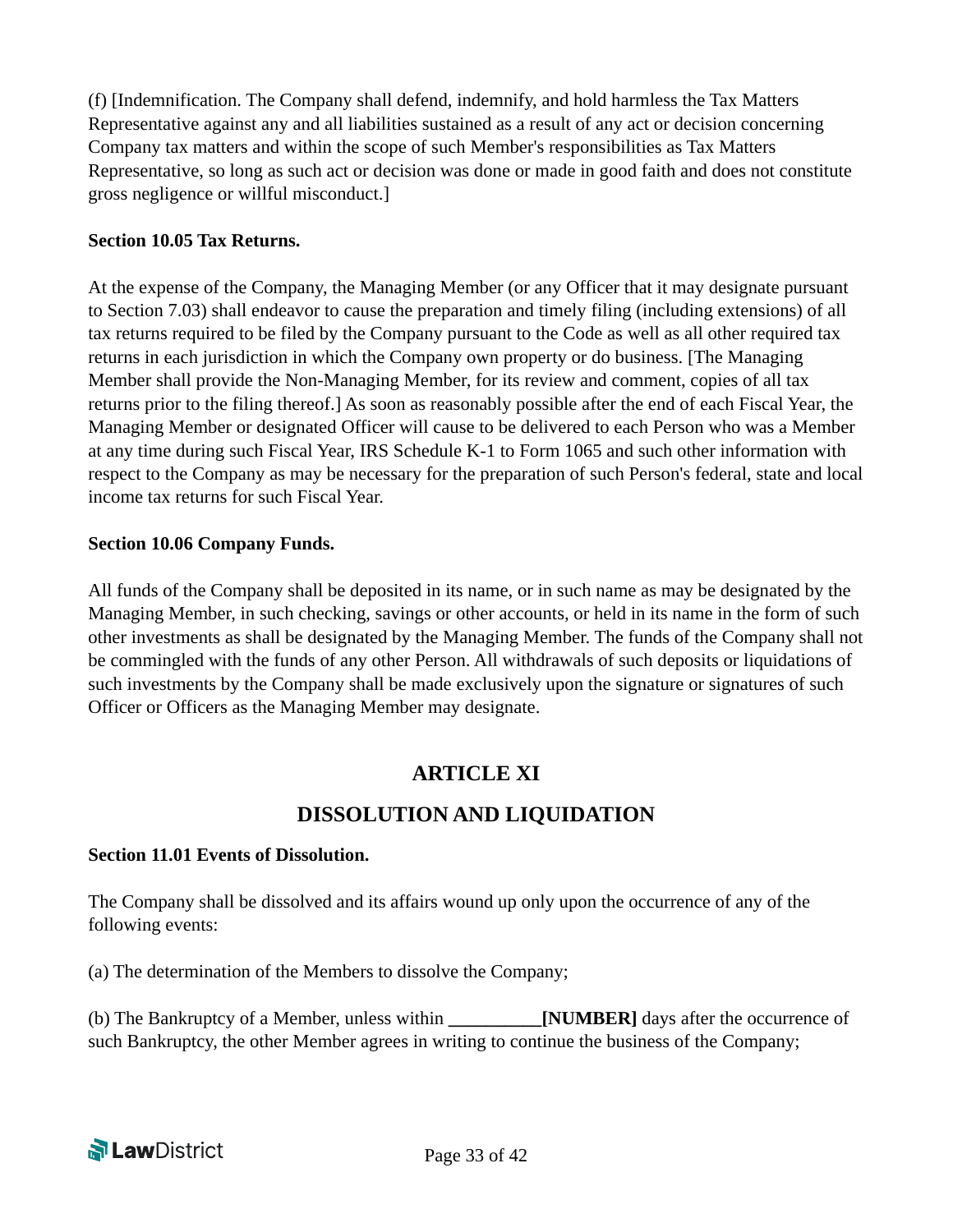(f) [Indemnification. The Company shall defend, indemnify, and hold harmless the Tax Matters Representative against any and all liabilities sustained as a result of any act or decision concerning Company tax matters and within the scope of such Member's responsibilities as Tax Matters Representative, so long as such act or decision was done or made in good faith and does not constitute gross negligence or willful misconduct.]

**Section 10.05 Tax Returns.**

At the expense of the Company, the Managing Member (or any Officer that it may designate pursuant to Section 7.03) shall endeavor to cause the preparation and timely filing (including extensions) of all tax returns required to be filed by the Company pursuant to the Code as well as all other required tax returns in each jurisdiction in which the Company own property or do business. [The Managing Member shall provide the Non-Managing Member, for its review and comment, copies of all tax returns prior to the filing thereof.] As soon as reasonably possible after the end of each Fiscal Year, the Managing Member or designated Officer will cause to be delivered to each Person who was a Member at any time during such Fiscal Year, IRS Schedule K-1 to Form 1065 and such other information with respect to the Company as may be necessary for the preparation of such Person's federal, state and local income tax returns for such Fiscal Year.

**Section 10.06 Company Funds.**

All funds of the Company shall be deposited in its name, or in such name as may be designated by the Managing Member, in such checking, savings or other accounts, or held in its name in the form of such other investments as shall be designated by the Managing Member. The funds of the Company shall not be commingled with the funds of any other Person. All withdrawals of such deposits or liquidations of such investments by the Company shall be made exclusively upon the signature or signatures of such Officer or Officers as the Managing Member may designate.

## ARTICLE XI

## DISSOLUTION AND LIQUIDATION

**Section 11.01 Events of Dissolution.**

The Company shall be dissolved and its affairs wound up only upon the occurrence of any of the following events:

(a) The determination of the Members to dissolve the Company;

(b) The Bankruptcy of a Member, unless within **__________[NUMBER]** days after the occurrence of such Bankruptcy, the other Member agrees in writing to continue the business of the Company;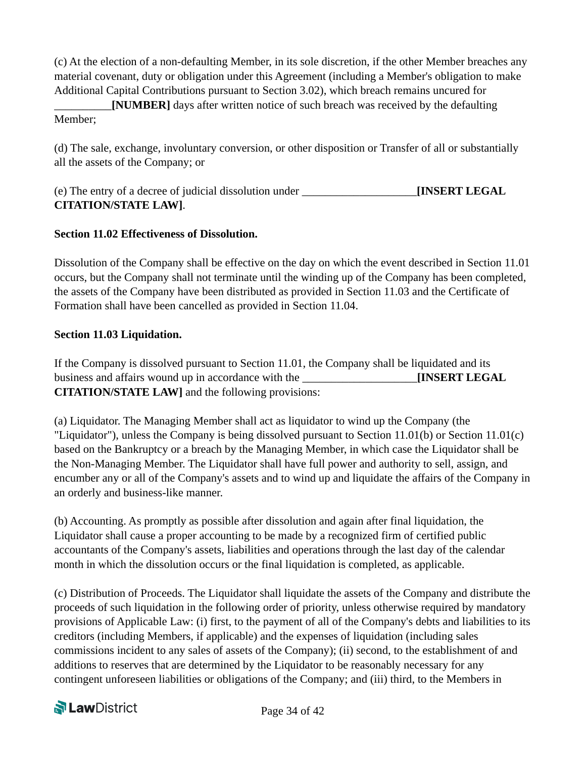(c) At the election of a non-defaulting Member, in its sole discretion, if the other Member breaches any material covenant, duty or obligation under this Agreement (including a Member's obligation to make Additional Capital Contributions pursuant to Section 3.02), which breach remains uncured for __________**[NUMBER]** days after written notice of such breach was received by the defaulting Member;

(d) The sale, exchange, involuntary conversion, or other disposition or Transfer of all or substantially all the assets of the Company; or

(e) The entry of a decree of judicial dissolution under ____________________**[INSERT LEGAL CITATION/STATE LAW]**.

**Section 11.02 Effectiveness of Dissolution.**

Dissolution of the Company shall be effective on the day on which the event described in Section 11.01 occurs, but the Company shall not terminate until the winding up of the Company has been completed, the assets of the Company have been distributed as provided in Section 11.03 and the Certificate of Formation shall have been cancelled as provided in Section 11.04.

**Section 11.03 Liquidation.**

If the Company is dissolved pursuant to Section 11.01, the Company shall be liquidated and its business and affairs wound up in accordance with the ____________________**[INSERT LEGAL CITATION/STATE LAW]** and the following provisions:

(a) Liquidator. The Managing Member shall act as liquidator to wind up the Company (the "Liquidator"), unless the Company is being dissolved pursuant to Section 11.01(b) or Section 11.01(c) based on the Bankruptcy or a breach by the Managing Member, in which case the Liquidator shall be the Non-Managing Member. The Liquidator shall have full power and authority to sell, assign, and encumber any or all of the Company's assets and to wind up and liquidate the affairs of the Company in an orderly and business-like manner.

(b) Accounting. As promptly as possible after dissolution and again after final liquidation, the Liquidator shall cause a proper accounting to be made by a recognized firm of certified public accountants of the Company's assets, liabilities and operations through the last day of the calendar month in which the dissolution occurs or the final liquidation is completed, as applicable.

(c) Distribution of Proceeds. The Liquidator shall liquidate the assets of the Company and distribute the proceeds of such liquidation in the following order of priority, unless otherwise required by mandatory provisions of Applicable Law: (i) first, to the payment of all of the Company's debts and liabilities to its creditors (including Members, if applicable) and the expenses of liquidation (including sales commissions incident to any sales of assets of the Company); (ii) second, to the establishment of and additions to reserves that are determined by the Liquidator to be reasonably necessary for any contingent unforeseen liabilities or obligations of the Company; and (iii) third, to the Members in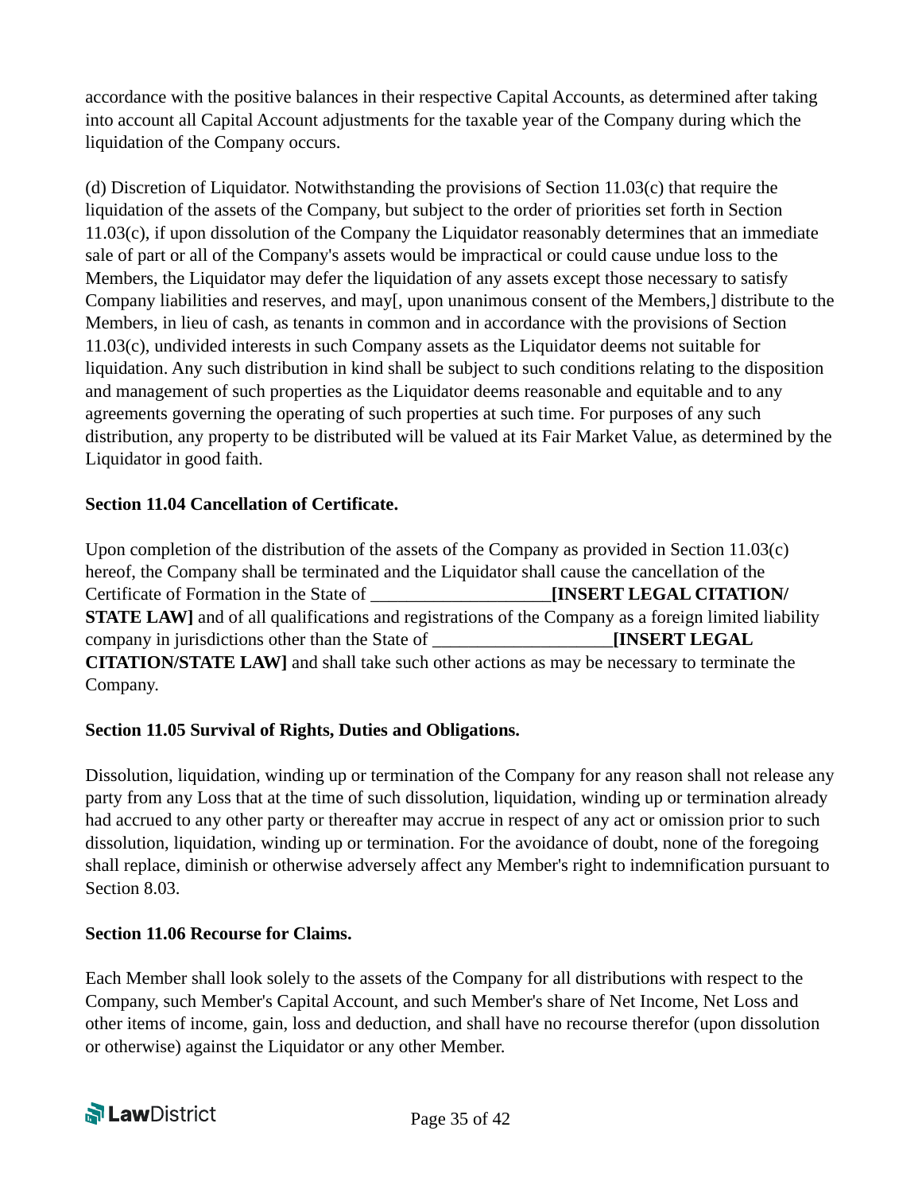accordance with the positive balances in their respective Capital Accounts, as determined after taking into account all Capital Account adjustments for the taxable year of the Company during which the liquidation of the Company occurs.

(d) Discretion of Liquidator. Notwithstanding the provisions of Section 11.03(c) that require the liquidation of the assets of the Company, but subject to the order of priorities set forth in Section 11.03(c), if upon dissolution of the Company the Liquidator reasonably determines that an immediate sale of part or all of the Company's assets would be impractical or could cause undue loss to the Members, the Liquidator may defer the liquidation of any assets except those necessary to satisfy Company liabilities and reserves, and may[, upon unanimous consent of the Members,] distribute to the Members, in lieu of cash, as tenants in common and in accordance with the provisions of Section 11.03(c), undivided interests in such Company assets as the Liquidator deems not suitable for liquidation. Any such distribution in kind shall be subject to such conditions relating to the disposition and management of such properties as the Liquidator deems reasonable and equitable and to any agreements governing the operating of such properties at such time. For purposes of any such distribution, any property to be distributed will be valued at its Fair Market Value, as determined by the Liquidator in good faith.

**Section 11.04 Cancellation of Certificate.**

Upon completion of the distribution of the assets of the Company as provided in Section 11.03(c) hereof, the Company shall be terminated and the Liquidator shall cause the cancellation of the Certificate of Formation in the State of ____________________**[INSERT LEGAL CITATION/ STATE LAW]** and of all qualifications and registrations of the Company as a foreign limited liability company in jurisdictions other than the State of ____________________**[INSERT LEGAL CITATION/STATE LAW]** and shall take such other actions as may be necessary to terminate the Company.

**Section 11.05 Survival of Rights, Duties and Obligations.**

Dissolution, liquidation, winding up or termination of the Company for any reason shall not release any party from any Loss that at the time of such dissolution, liquidation, winding up or termination already had accrued to any other party or thereafter may accrue in respect of any act or omission prior to such dissolution, liquidation, winding up or termination. For the avoidance of doubt, none of the foregoing shall replace, diminish or otherwise adversely affect any Member's right to indemnification pursuant to Section 8.03.

**Section 11.06 Recourse for Claims.**

Each Member shall look solely to the assets of the Company for all distributions with respect to the Company, such Member's Capital Account, and such Member's share of Net Income, Net Loss and other items of income, gain, loss and deduction, and shall have no recourse therefor (upon dissolution or otherwise) against the Liquidator or any other Member.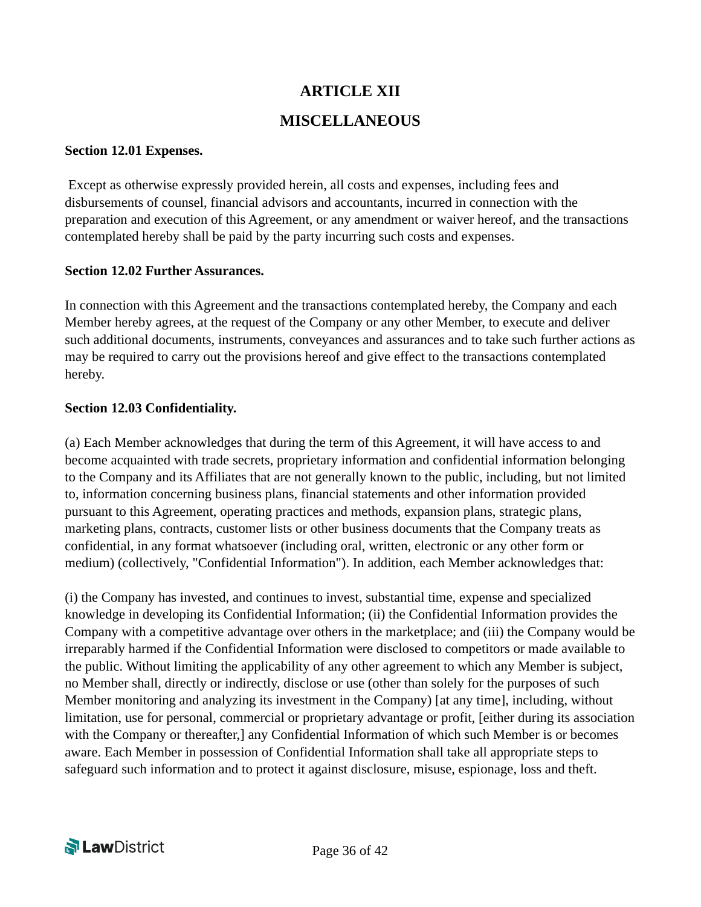# ARTICLE XII

# MISCELLANEOUS

**Section 12.01 Expenses.**

Except as otherwise expressly provided herein, all costs and expenses, including fees and disbursements of counsel, financial advisors and accountants, incurred in connection with the preparation and execution of this Agreement, or any amendment or waiver hereof, and the transactions contemplated hereby shall be paid by the party incurring such costs and expenses.

**Section 12.02 Further Assurances.**

In connection with this Agreement and the transactions contemplated hereby, the Company and each Member hereby agrees, at the request of the Company or any other Member, to execute and deliver such additional documents, instruments, conveyances and assurances and to take such further actions as may be required to carry out the provisions hereof and give effect to the transactions contemplated hereby.

**Section 12.03 Confidentiality.**

(a) Each Member acknowledges that during the term of this Agreement, it will have access to and become acquainted with trade secrets, proprietary information and confidential information belonging to the Company and its Affiliates that are not generally known to the public, including, but not limited to, information concerning business plans, financial statements and other information provided pursuant to this Agreement, operating practices and methods, expansion plans, strategic plans, marketing plans, contracts, customer lists or other business documents that the Company treats as confidential, in any format whatsoever (including oral, written, electronic or any other form or medium) (collectively, "Confidential Information"). In addition, each Member acknowledges that:

(i) the Company has invested, and continues to invest, substantial time, expense and specialized knowledge in developing its Confidential Information; (ii) the Confidential Information provides the Company with a competitive advantage over others in the marketplace; and (iii) the Company would be irreparably harmed if the Confidential Information were disclosed to competitors or made available to the public. Without limiting the applicability of any other agreement to which any Member is subject, no Member shall, directly or indirectly, disclose or use (other than solely for the purposes of such Member monitoring and analyzing its investment in the Company) [at any time], including, without limitation, use for personal, commercial or proprietary advantage or profit, [either during its association with the Company or thereafter,] any Confidential Information of which such Member is or becomes aware. Each Member in possession of Confidential Information shall take all appropriate steps to safeguard such information and to protect it against disclosure, misuse, espionage, loss and theft.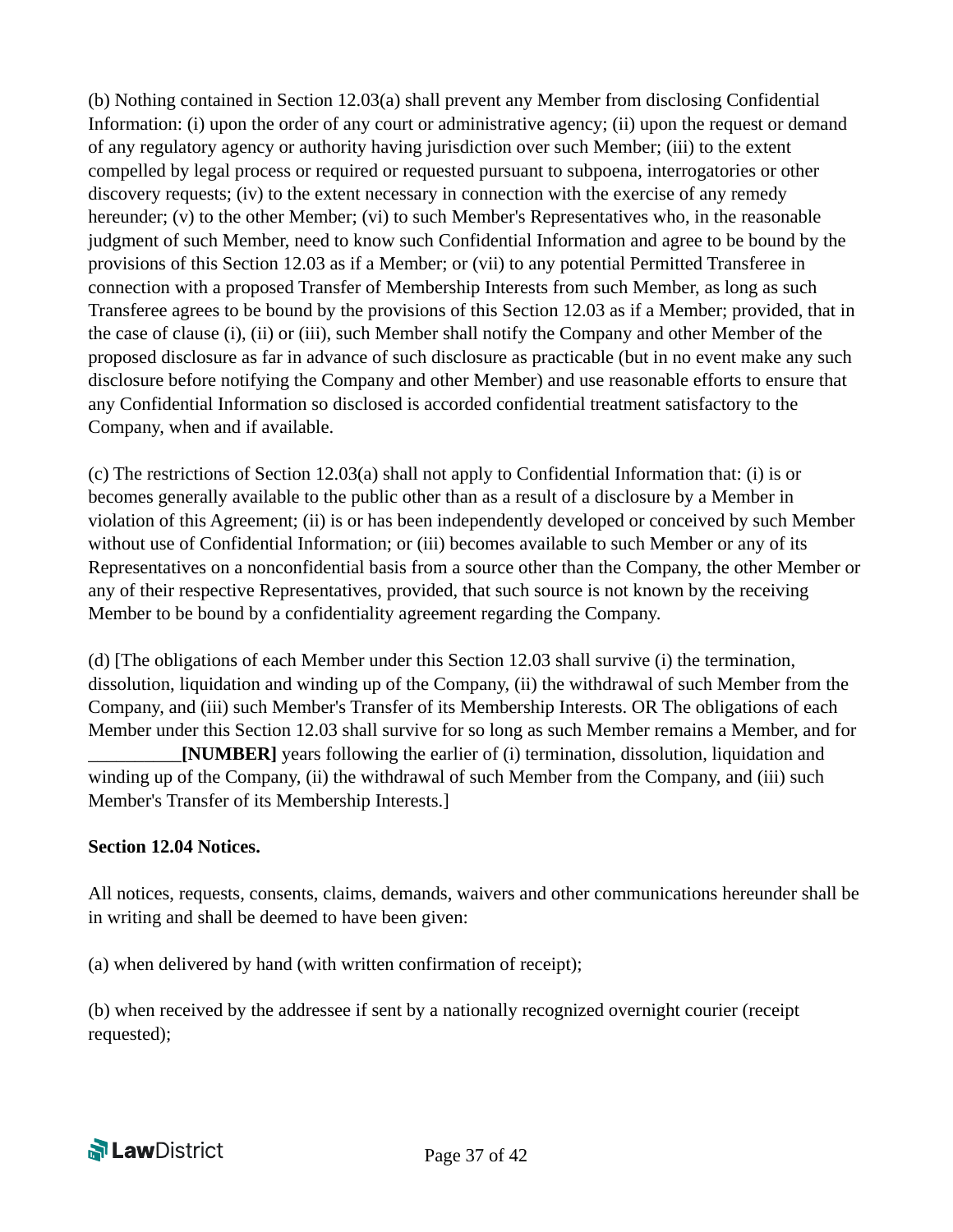(b) Nothing contained in Section 12.03(a) shall prevent any Member from disclosing Confidential Information: (i) upon the order of any court or administrative agency; (ii) upon the request or demand of any regulatory agency or authority having jurisdiction over such Member; (iii) to the extent compelled by legal process or required or requested pursuant to subpoena, interrogatories or other discovery requests; (iv) to the extent necessary in connection with the exercise of any remedy hereunder; (v) to the other Member; (vi) to such Member's Representatives who, in the reasonable judgment of such Member, need to know such Confidential Information and agree to be bound by the provisions of this Section 12.03 as if a Member; or (vii) to any potential Permitted Transferee in connection with a proposed Transfer of Membership Interests from such Member, as long as such Transferee agrees to be bound by the provisions of this Section 12.03 as if a Member; provided, that in the case of clause (i), (ii) or (iii), such Member shall notify the Company and other Member of the proposed disclosure as far in advance of such disclosure as practicable (but in no event make any such disclosure before notifying the Company and other Member) and use reasonable efforts to ensure that any Confidential Information so disclosed is accorded confidential treatment satisfactory to the Company, when and if available.

(c) The restrictions of Section 12.03(a) shall not apply to Confidential Information that: (i) is or becomes generally available to the public other than as a result of a disclosure by a Member in violation of this Agreement; (ii) is or has been independently developed or conceived by such Member without use of Confidential Information; or (iii) becomes available to such Member or any of its Representatives on a nonconfidential basis from a source other than the Company, the other Member or any of their respective Representatives, provided, that such source is not known by the receiving Member to be bound by a confidentiality agreement regarding the Company.

(d) [The obligations of each Member under this Section 12.03 shall survive (i) the termination, dissolution, liquidation and winding up of the Company, (ii) the withdrawal of such Member from the Company, and (iii) such Member's Transfer of its Membership Interests. OR The obligations of each Member under this Section 12.03 shall survive for so long as such Member remains a Member, and for __________**[NUMBER]** years following the earlier of (i) termination, dissolution, liquidation and winding up of the Company, (ii) the withdrawal of such Member from the Company, and (iii) such Member's Transfer of its Membership Interests.]

**Section 12.04 Notices.**

All notices, requests, consents, claims, demands, waivers and other communications hereunder shall be in writing and shall be deemed to have been given:

(a) when delivered by hand (with written confirmation of receipt);

(b) when received by the addressee if sent by a nationally recognized overnight courier (receipt requested);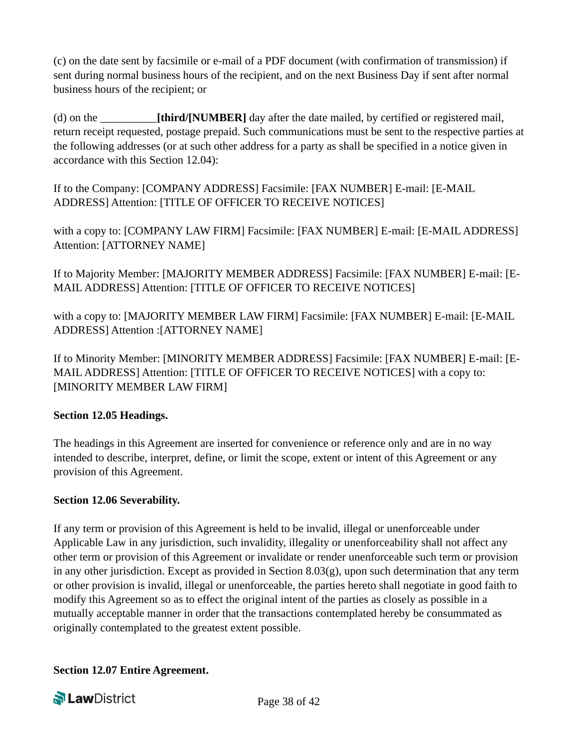(c) on the date sent by facsimile or e-mail of a PDF document (with confirmation of transmission) if sent during normal business hours of the recipient, and on the next Business Day if sent after normal business hours of the recipient; or

(d) on the __________**[third/[NUMBER]** day after the date mailed, by certified or registered mail, return receipt requested, postage prepaid. Such communications must be sent to the respective parties at the following addresses (or at such other address for a party as shall be specified in a notice given in accordance with this Section 12.04):

If to the Company: [COMPANY ADDRESS] Facsimile: [FAX NUMBER] E-mail: [E-MAIL ADDRESS] Attention: [TITLE OF OFFICER TO RECEIVE NOTICES]

with a copy to: [COMPANY LAW FIRM] Facsimile: [FAX NUMBER] E-mail: [E-MAIL ADDRESS] Attention: [ATTORNEY NAME]

If to Majority Member: [MAJORITY MEMBER ADDRESS] Facsimile: [FAX NUMBER] E-mail: [E-MAIL ADDRESS] Attention: [TITLE OF OFFICER TO RECEIVE NOTICES]

with a copy to: [MAJORITY MEMBER LAW FIRM] Facsimile: [FAX NUMBER] E-mail: [E-MAIL ADDRESS] Attention :[ATTORNEY NAME]

If to Minority Member: [MINORITY MEMBER ADDRESS] Facsimile: [FAX NUMBER] E-mail: [E-MAIL ADDRESS] Attention: [TITLE OF OFFICER TO RECEIVE NOTICES] with a copy to: [MINORITY MEMBER LAW FIRM]

**Section 12.05 Headings.**

The headings in this Agreement are inserted for convenience or reference only and are in no way intended to describe, interpret, define, or limit the scope, extent or intent of this Agreement or any provision of this Agreement.

**Section 12.06 Severability.**

If any term or provision of this Agreement is held to be invalid, illegal or unenforceable under Applicable Law in any jurisdiction, such invalidity, illegality or unenforceability shall not affect any other term or provision of this Agreement or invalidate or render unenforceable such term or provision in any other jurisdiction. Except as provided in Section 8.03(g), upon such determination that any term or other provision is invalid, illegal or unenforceable, the parties hereto shall negotiate in good faith to modify this Agreement so as to effect the original intent of the parties as closely as possible in a mutually acceptable manner in order that the transactions contemplated hereby be consummated as originally contemplated to the greatest extent possible.

**Section 12.07 Entire Agreement.**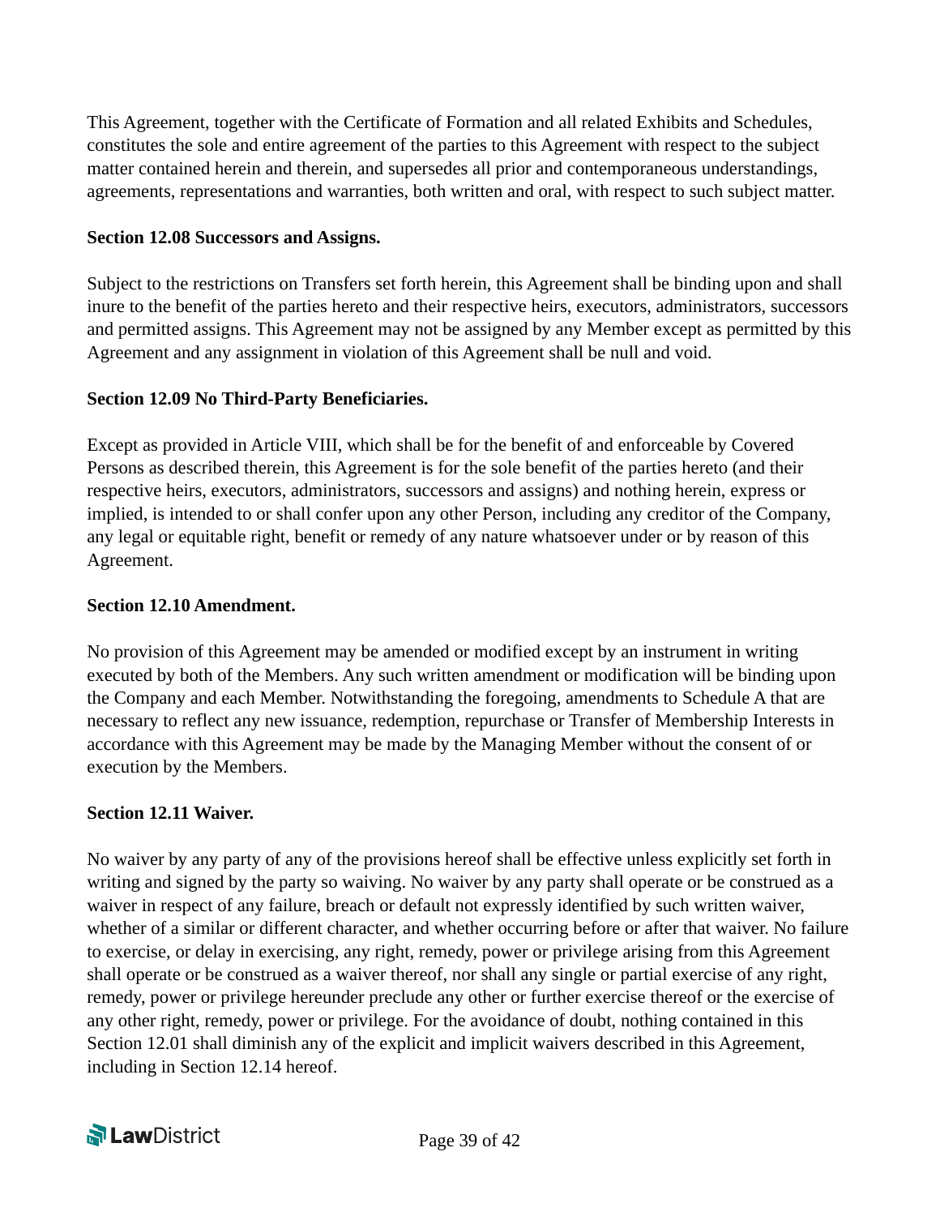This Agreement, together with the Certificate of Formation and all related Exhibits and Schedules, constitutes the sole and entire agreement of the parties to this Agreement with respect to the subject matter contained herein and therein, and supersedes all prior and contemporaneous understandings, agreements, representations and warranties, both written and oral, with respect to such subject matter.

**Section 12.08 Successors and Assigns.**

Subject to the restrictions on Transfers set forth herein, this Agreement shall be binding upon and shall inure to the benefit of the parties hereto and their respective heirs, executors, administrators, successors and permitted assigns. This Agreement may not be assigned by any Member except as permitted by this Agreement and any assignment in violation of this Agreement shall be null and void.

**Section 12.09 No Third-Party Beneficiaries.**

Except as provided in Article VIII, which shall be for the benefit of and enforceable by Covered Persons as described therein, this Agreement is for the sole benefit of the parties hereto (and their respective heirs, executors, administrators, successors and assigns) and nothing herein, express or implied, is intended to or shall confer upon any other Person, including any creditor of the Company, any legal or equitable right, benefit or remedy of any nature whatsoever under or by reason of this Agreement.

**Section 12.10 Amendment.**

No provision of this Agreement may be amended or modified except by an instrument in writing executed by both of the Members. Any such written amendment or modification will be binding upon the Company and each Member. Notwithstanding the foregoing, amendments to Schedule A that are necessary to reflect any new issuance, redemption, repurchase or Transfer of Membership Interests in accordance with this Agreement may be made by the Managing Member without the consent of or execution by the Members.

**Section 12.11 Waiver.**

No waiver by any party of any of the provisions hereof shall be effective unless explicitly set forth in writing and signed by the party so waiving. No waiver by any party shall operate or be construed as a waiver in respect of any failure, breach or default not expressly identified by such written waiver, whether of a similar or different character, and whether occurring before or after that waiver. No failure to exercise, or delay in exercising, any right, remedy, power or privilege arising from this Agreement shall operate or be construed as a waiver thereof, nor shall any single or partial exercise of any right, remedy, power or privilege hereunder preclude any other or further exercise thereof or the exercise of any other right, remedy, power or privilege. For the avoidance of doubt, nothing contained in this Section 12.01 shall diminish any of the explicit and implicit waivers described in this Agreement, including in Section 12.14 hereof.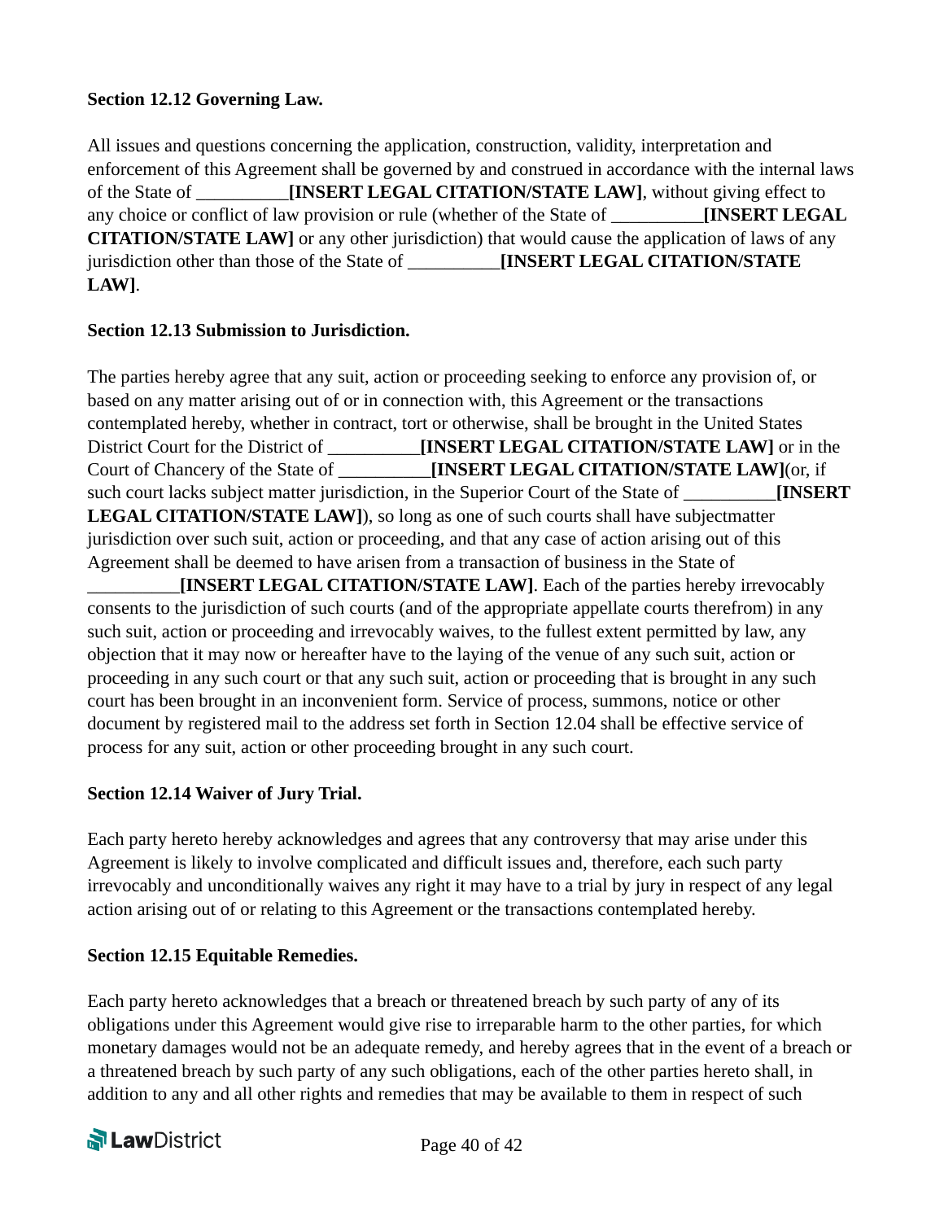**Section 12.12 Governing Law.**

All issues and questions concerning the application, construction, validity, interpretation and enforcement of this Agreement shall be governed by and construed in accordance with the internal laws of the State of __________**[INSERT LEGAL CITATION/STATE LAW]**, without giving effect to any choice or conflict of law provision or rule (whether of the State of __________**[INSERT LEGAL CITATION/STATE LAW]** or any other jurisdiction) that would cause the application of laws of any jurisdiction other than those of the State of __________**[INSERT LEGAL CITATION/STATE LAW]**.

**Section 12.13 Submission to Jurisdiction.**

The parties hereby agree that any suit, action or proceeding seeking to enforce any provision of, or based on any matter arising out of or in connection with, this Agreement or the transactions contemplated hereby, whether in contract, tort or otherwise, shall be brought in the United States District Court for the District of __________**[INSERT LEGAL CITATION/STATE LAW]** or in the Court of Chancery of the State of __________**[INSERT LEGAL CITATION/STATE LAW]**(or, if such court lacks subject matter jurisdiction, in the Superior Court of the State of __________**[INSERT LEGAL CITATION/STATE LAW]**), so long as one of such courts shall have subjectmatter jurisdiction over such suit, action or proceeding, and that any case of action arising out of this Agreement shall be deemed to have arisen from a transaction of business in the State of __________**[INSERT LEGAL CITATION/STATE LAW]**. Each of the parties hereby irrevocably consents to the jurisdiction of such courts (and of the appropriate appellate courts therefrom) in any such suit, action or proceeding and irrevocably waives, to the fullest extent permitted by law, any objection that it may now or hereafter have to the laying of the venue of any such suit, action or proceeding in any such court or that any such suit, action or proceeding that is brought in any such court has been brought in an inconvenient form. Service of process, summons, notice or other document by registered mail to the address set forth in Section 12.04 shall be effective service of process for any suit, action or other proceeding brought in any such court.

**Section 12.14 Waiver of Jury Trial.**

Each party hereto hereby acknowledges and agrees that any controversy that may arise under this Agreement is likely to involve complicated and difficult issues and, therefore, each such party irrevocably and unconditionally waives any right it may have to a trial by jury in respect of any legal action arising out of or relating to this Agreement or the transactions contemplated hereby.

**Section 12.15 Equitable Remedies.**

Each party hereto acknowledges that a breach or threatened breach by such party of any of its obligations under this Agreement would give rise to irreparable harm to the other parties, for which monetary damages would not be an adequate remedy, and hereby agrees that in the event of a breach or a threatened breach by such party of any such obligations, each of the other parties hereto shall, in addition to any and all other rights and remedies that may be available to them in respect of such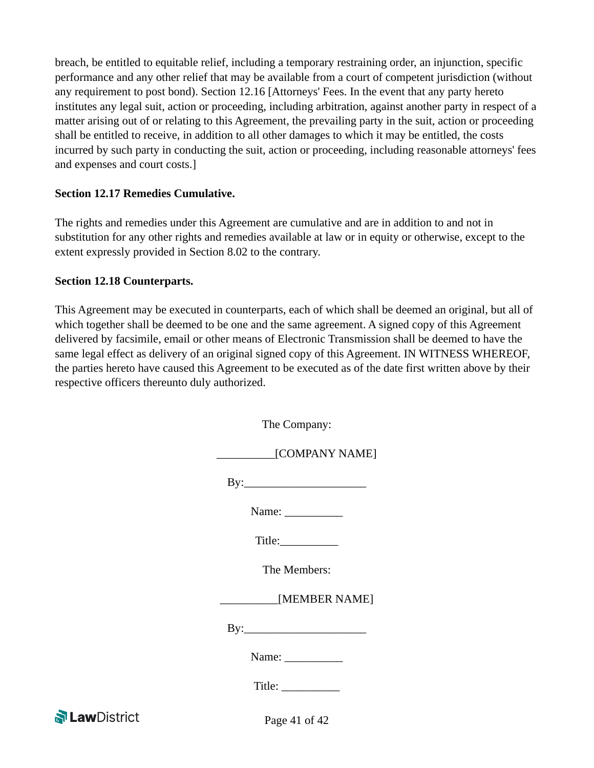breach, be entitled to equitable relief, including a temporary restraining order, an injunction, specific performance and any other relief that may be available from a court of competent jurisdiction (without any requirement to post bond). Section 12.16 [Attorneys' Fees. In the event that any party hereto institutes any legal suit, action or proceeding, including arbitration, against another party in respect of a matter arising out of or relating to this Agreement, the prevailing party in the suit, action or proceeding shall be entitled to receive, in addition to all other damages to which it may be entitled, the costs incurred by such party in conducting the suit, action or proceeding, including reasonable attorneys' fees and expenses and court costs.]

**Section 12.17 Remedies Cumulative.**

The rights and remedies under this Agreement are cumulative and are in addition to and not in substitution for any other rights and remedies available at law or in equity or otherwise, except to the extent expressly provided in Section 8.02 to the contrary.

**Section 12.18 Counterparts.**

This Agreement may be executed in counterparts, each of which shall be deemed an original, but all of which together shall be deemed to be one and the same agreement. A signed copy of this Agreement delivered by facsimile, email or other means of Electronic Transmission shall be deemed to have the same legal effect as delivery of an original signed copy of this Agreement. IN WITNESS WHEREOF, the parties hereto have caused this Agreement to be executed as of the date first written above by their respective officers thereunto duly authorized.

The Company:

__________[COMPANY NAME]

By:_____________________

Name: __________

Title:__________

The Members:

__________[MEMBER NAME]

By:_____________________

Name: __________

Title: __________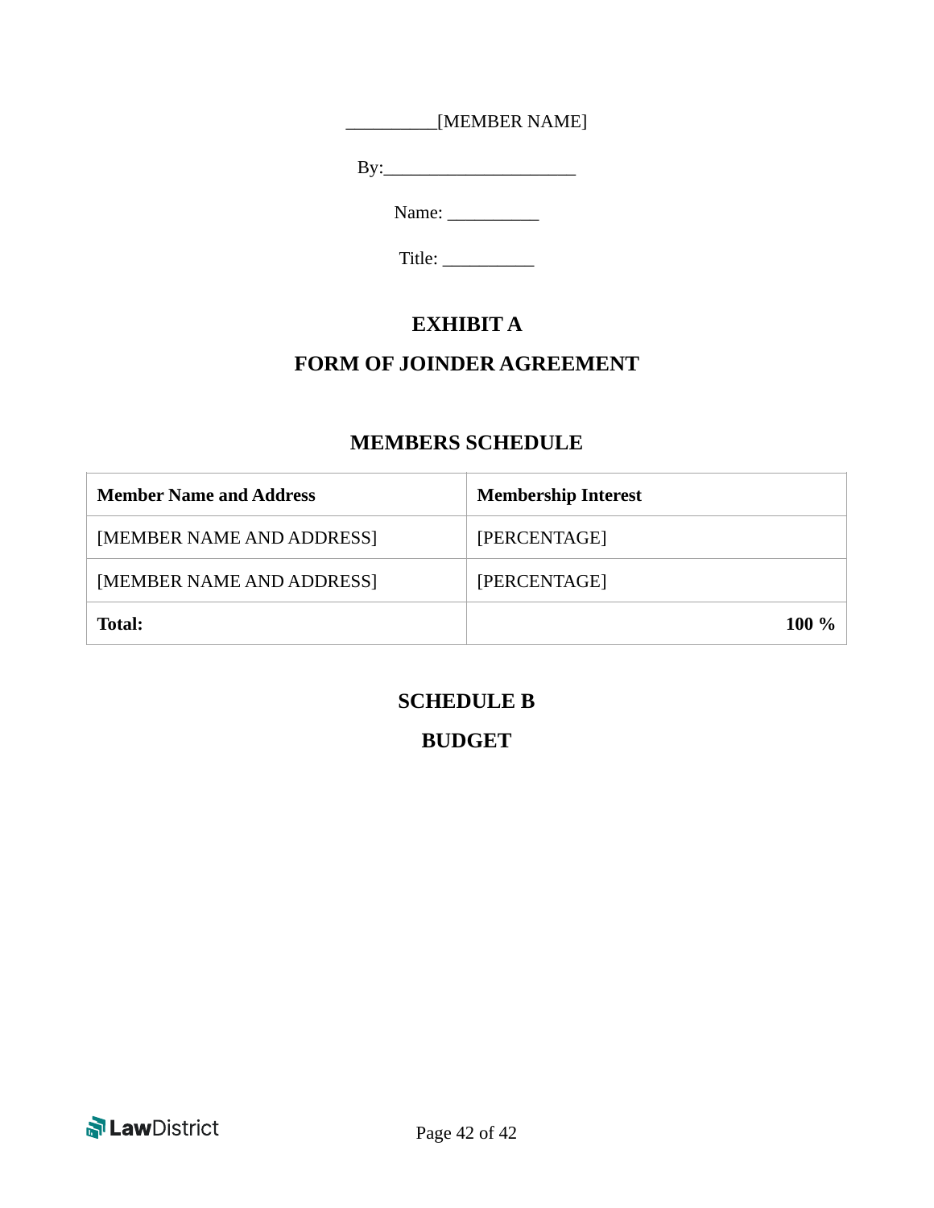__________[MEMBER NAME]

By:_____________________

Name: __________

Title: __________

## EXHIBIT A

## FORM OF JOINDER AGREEMENT

## MEMBERS SCHEDULE

| **Member Name and Address** | **Membership Interest** |
|---|---|
| [MEMBER NAME AND ADDRESS] | [PERCENTAGE] |
| [MEMBER NAME AND ADDRESS] | [PERCENTAGE] |
| **Total:** | **100 %** |

## SCHEDULE B

## BUDGET